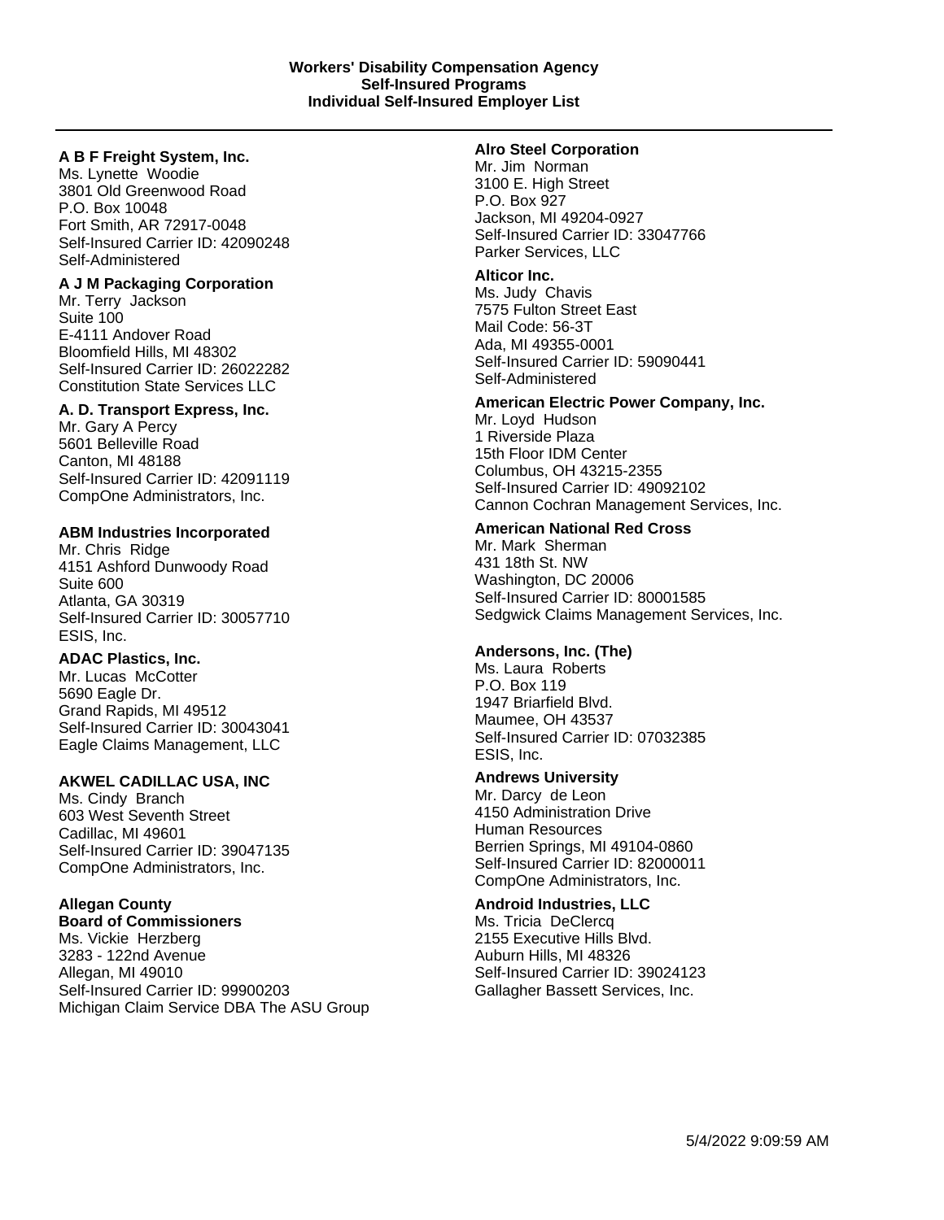**Workers' Disability Compensation Agency**
**Self-Insured Programs**
**Individual Self-Insured Employer List**

---

**A B F Freight System, Inc.**
Ms. Lynette Woodie
3801 Old Greenwood Road
P.O. Box 10048
Fort Smith, AR 72917-0048
Self-Insured Carrier ID: 42090248
Self-Administered

**A J M Packaging Corporation**
Mr. Terry Jackson
Suite 100
E-4111 Andover Road
Bloomfield Hills, MI 48302
Self-Insured Carrier ID: 26022282
Constitution State Services LLC

**A. D. Transport Express, Inc.**
Mr. Gary A Percy
5601 Belleville Road
Canton, MI 48188
Self-Insured Carrier ID: 42091119
CompOne Administrators, Inc.

**ABM Industries Incorporated**
Mr. Chris Ridge
4151 Ashford Dunwoody Road
Suite 600
Atlanta, GA 30319
Self-Insured Carrier ID: 30057710
ESIS, Inc.

**ADAC Plastics, Inc.**
Mr. Lucas McCotter
5690 Eagle Dr.
Grand Rapids, MI 49512
Self-Insured Carrier ID: 30043041
Eagle Claims Management, LLC

**AKWEL CADILLAC USA, INC**
Ms. Cindy Branch
603 West Seventh Street
Cadillac, MI 49601
Self-Insured Carrier ID: 39047135
CompOne Administrators, Inc.

**Allegan County**
**Board of Commissioners**
Ms. Vickie Herzberg
3283 - 122nd Avenue
Allegan, MI 49010
Self-Insured Carrier ID: 99900203
Michigan Claim Service DBA The ASU Group

**Alro Steel Corporation**
Mr. Jim Norman
3100 E. High Street
P.O. Box 927
Jackson, MI 49204-0927
Self-Insured Carrier ID: 33047766
Parker Services, LLC

**Alticor Inc.**
Ms. Judy Chavis
7575 Fulton Street East
Mail Code: 56-3T
Ada, MI 49355-0001
Self-Insured Carrier ID: 59090441
Self-Administered

**American Electric Power Company, Inc.**
Mr. Loyd Hudson
1 Riverside Plaza
15th Floor IDM Center
Columbus, OH 43215-2355
Self-Insured Carrier ID: 49092102
Cannon Cochran Management Services, Inc.

**American National Red Cross**
Mr. Mark Sherman
431 18th St. NW
Washington, DC 20006
Self-Insured Carrier ID: 80001585
Sedgwick Claims Management Services, Inc.

**Andersons, Inc. (The)**
Ms. Laura Roberts
P.O. Box 119
1947 Briarfield Blvd.
Maumee, OH 43537
Self-Insured Carrier ID: 07032385
ESIS, Inc.

**Andrews University**
Mr. Darcy de Leon
4150 Administration Drive
Human Resources
Berrien Springs, MI 49104-0860
Self-Insured Carrier ID: 82000011
CompOne Administrators, Inc.

**Android Industries, LLC**
Ms. Tricia DeClercq
2155 Executive Hills Blvd.
Auburn Hills, MI 48326
Self-Insured Carrier ID: 39024123
Gallagher Bassett Services, Inc.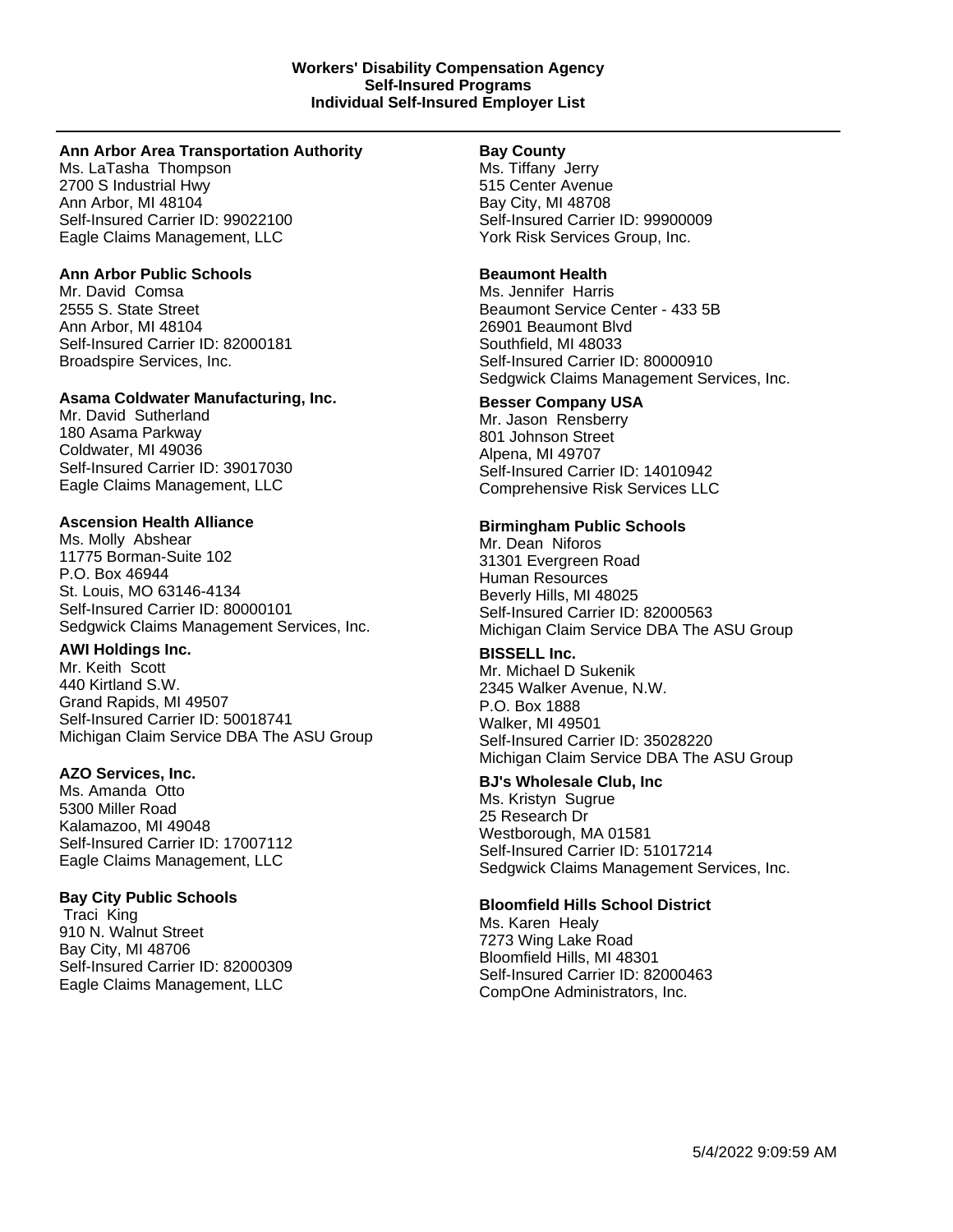**Workers' Disability Compensation Agency**
**Self-Insured Programs**
**Individual Self-Insured Employer List**

---

**Ann Arbor Area Transportation Authority**
Ms. LaTasha Thompson
2700 S Industrial Hwy
Ann Arbor, MI 48104
Self-Insured Carrier ID: 99022100
Eagle Claims Management, LLC

**Ann Arbor Public Schools**
Mr. David Comsa
2555 S. State Street
Ann Arbor, MI 48104
Self-Insured Carrier ID: 82000181
Broadspire Services, Inc.

**Asama Coldwater Manufacturing, Inc.**
Mr. David Sutherland
180 Asama Parkway
Coldwater, MI 49036
Self-Insured Carrier ID: 39017030
Eagle Claims Management, LLC

**Ascension Health Alliance**
Ms. Molly Abshear
11775 Borman-Suite 102
P.O. Box 46944
St. Louis, MO 63146-4134
Self-Insured Carrier ID: 80000101
Sedgwick Claims Management Services, Inc.

**AWI Holdings Inc.**
Mr. Keith Scott
440 Kirtland S.W.
Grand Rapids, MI 49507
Self-Insured Carrier ID: 50018741
Michigan Claim Service DBA The ASU Group

**AZO Services, Inc.**
Ms. Amanda Otto
5300 Miller Road
Kalamazoo, MI 49048
Self-Insured Carrier ID: 17007112
Eagle Claims Management, LLC

**Bay City Public Schools**
Traci King
910 N. Walnut Street
Bay City, MI 48706
Self-Insured Carrier ID: 82000309
Eagle Claims Management, LLC

**Bay County**
Ms. Tiffany Jerry
515 Center Avenue
Bay City, MI 48708
Self-Insured Carrier ID: 99900009
York Risk Services Group, Inc.

**Beaumont Health**
Ms. Jennifer Harris
Beaumont Service Center - 433 5B
26901 Beaumont Blvd
Southfield, MI 48033
Self-Insured Carrier ID: 80000910
Sedgwick Claims Management Services, Inc.

**Besser Company USA**
Mr. Jason Rensberry
801 Johnson Street
Alpena, MI 49707
Self-Insured Carrier ID: 14010942
Comprehensive Risk Services LLC

**Birmingham Public Schools**
Mr. Dean Niforos
31301 Evergreen Road
Human Resources
Beverly Hills, MI 48025
Self-Insured Carrier ID: 82000563
Michigan Claim Service DBA The ASU Group

**BISSELL Inc.**
Mr. Michael D Sukenik
2345 Walker Avenue, N.W.
P.O. Box 1888
Walker, MI 49501
Self-Insured Carrier ID: 35028220
Michigan Claim Service DBA The ASU Group

**BJ's Wholesale Club, Inc**
Ms. Kristyn Sugrue
25 Research Dr
Westborough, MA 01581
Self-Insured Carrier ID: 51017214
Sedgwick Claims Management Services, Inc.

**Bloomfield Hills School District**
Ms. Karen Healy
7273 Wing Lake Road
Bloomfield Hills, MI 48301
Self-Insured Carrier ID: 82000463
CompOne Administrators, Inc.

5/4/2022 9:09:59 AM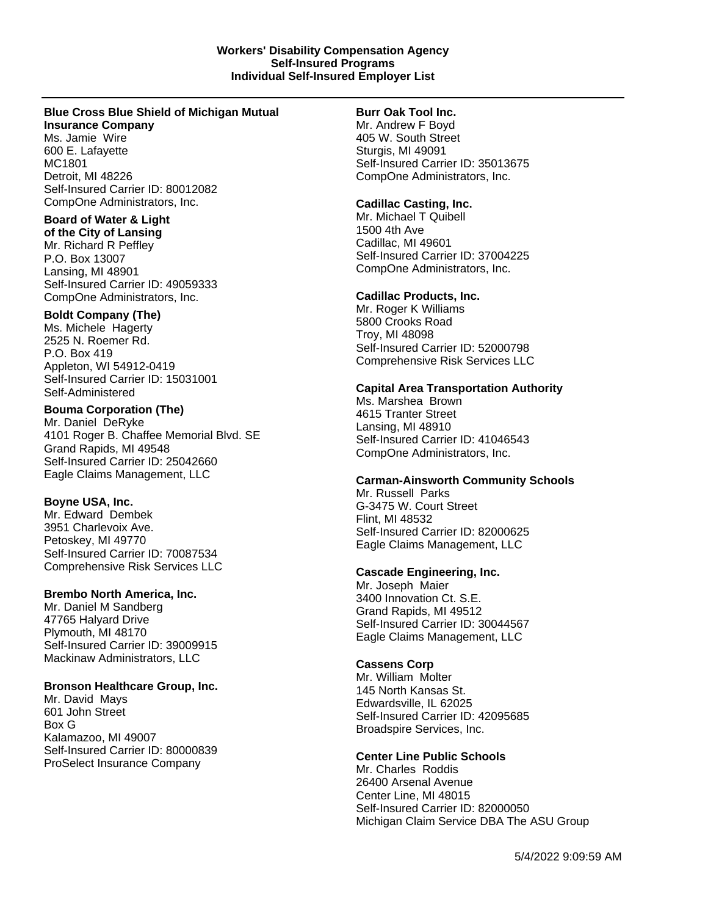**Workers' Disability Compensation Agency**
**Self-Insured Programs**
**Individual Self-Insured Employer List**

---

**Blue Cross Blue Shield of Michigan Mutual Insurance Company**
Ms. Jamie Wire
600 E. Lafayette
MC1801
Detroit, MI 48226
Self-Insured Carrier ID: 80012082
CompOne Administrators, Inc.

**Board of Water & Light of the City of Lansing**
Mr. Richard R Peffley
P.O. Box 13007
Lansing, MI 48901
Self-Insured Carrier ID: 49059333
CompOne Administrators, Inc.

**Boldt Company (The)**
Ms. Michele Hagerty
2525 N. Roemer Rd.
P.O. Box 419
Appleton, WI 54912-0419
Self-Insured Carrier ID: 15031001
Self-Administered

**Bouma Corporation (The)**
Mr. Daniel DeRyke
4101 Roger B. Chaffee Memorial Blvd. SE
Grand Rapids, MI 49548
Self-Insured Carrier ID: 25042660
Eagle Claims Management, LLC

**Boyne USA, Inc.**
Mr. Edward Dembek
3951 Charlevoix Ave.
Petoskey, MI 49770
Self-Insured Carrier ID: 70087534
Comprehensive Risk Services LLC

**Brembo North America, Inc.**
Mr. Daniel M Sandberg
47765 Halyard Drive
Plymouth, MI 48170
Self-Insured Carrier ID: 39009915
Mackinaw Administrators, LLC

**Bronson Healthcare Group, Inc.**
Mr. David Mays
601 John Street
Box G
Kalamazoo, MI 49007
Self-Insured Carrier ID: 80000839
ProSelect Insurance Company

**Burr Oak Tool Inc.**
Mr. Andrew F Boyd
405 W. South Street
Sturgis, MI 49091
Self-Insured Carrier ID: 35013675
CompOne Administrators, Inc.

**Cadillac Casting, Inc.**
Mr. Michael T Quibell
1500 4th Ave
Cadillac, MI 49601
Self-Insured Carrier ID: 37004225
CompOne Administrators, Inc.

**Cadillac Products, Inc.**
Mr. Roger K Williams
5800 Crooks Road
Troy, MI 48098
Self-Insured Carrier ID: 52000798
Comprehensive Risk Services LLC

**Capital Area Transportation Authority**
Ms. Marshea Brown
4615 Tranter Street
Lansing, MI 48910
Self-Insured Carrier ID: 41046543
CompOne Administrators, Inc.

**Carman-Ainsworth Community Schools**
Mr. Russell Parks
G-3475 W. Court Street
Flint, MI 48532
Self-Insured Carrier ID: 82000625
Eagle Claims Management, LLC

**Cascade Engineering, Inc.**
Mr. Joseph Maier
3400 Innovation Ct. S.E.
Grand Rapids, MI 49512
Self-Insured Carrier ID: 30044567
Eagle Claims Management, LLC

**Cassens Corp**
Mr. William Molter
145 North Kansas St.
Edwardsville, IL 62025
Self-Insured Carrier ID: 42095685
Broadspire Services, Inc.

**Center Line Public Schools**
Mr. Charles Roddis
26400 Arsenal Avenue
Center Line, MI 48015
Self-Insured Carrier ID: 82000050
Michigan Claim Service DBA The ASU Group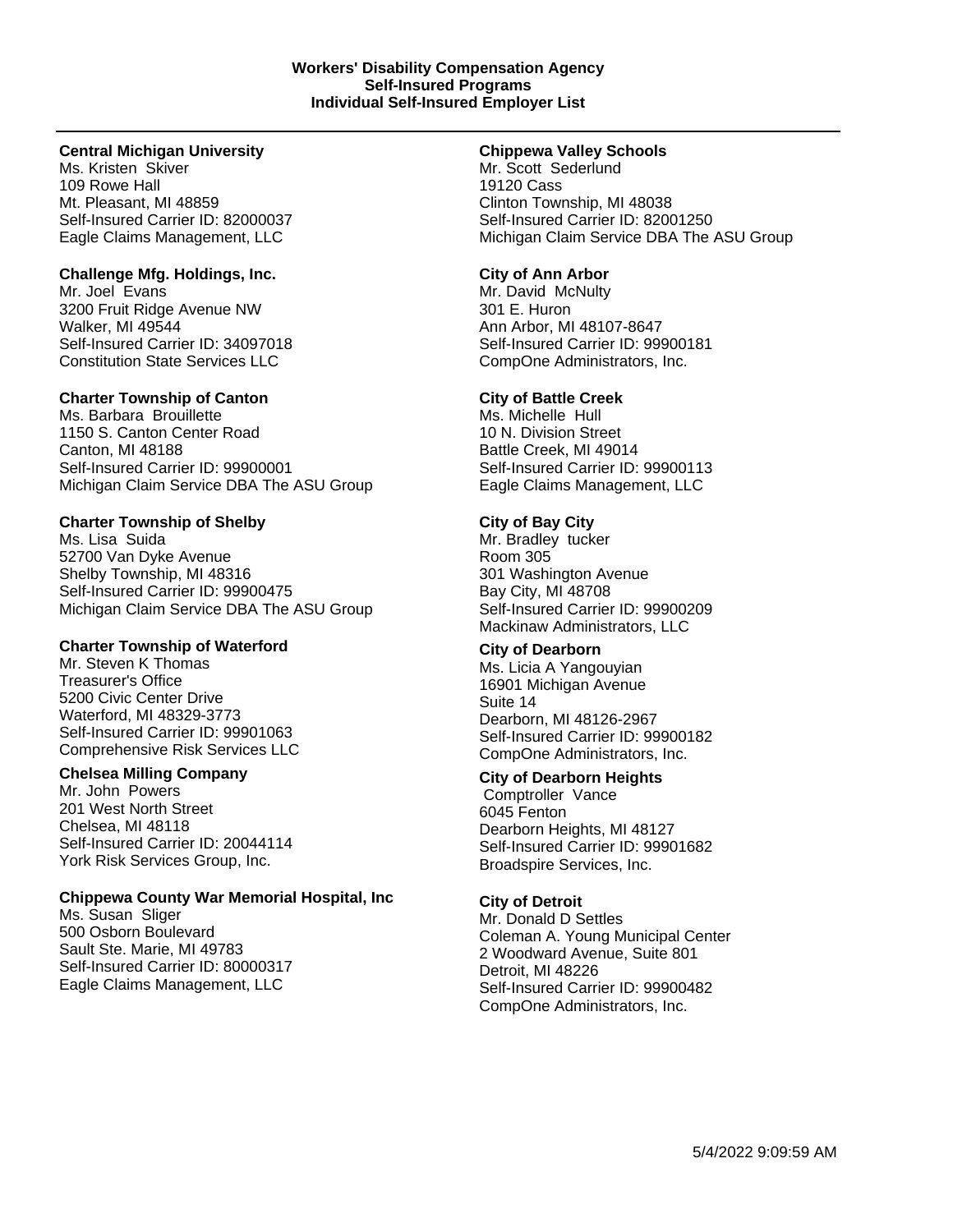**Workers' Disability Compensation Agency**
**Self-Insured Programs**
**Individual Self-Insured Employer List**

---

**Central Michigan University**
Ms. Kristen Skiver
109 Rowe Hall
Mt. Pleasant, MI 48859
Self-Insured Carrier ID: 82000037
Eagle Claims Management, LLC

**Challenge Mfg. Holdings, Inc.**
Mr. Joel Evans
3200 Fruit Ridge Avenue NW
Walker, MI 49544
Self-Insured Carrier ID: 34097018
Constitution State Services LLC

**Charter Township of Canton**
Ms. Barbara Brouillette
1150 S. Canton Center Road
Canton, MI 48188
Self-Insured Carrier ID: 99900001
Michigan Claim Service DBA The ASU Group

**Charter Township of Shelby**
Ms. Lisa Suida
52700 Van Dyke Avenue
Shelby Township, MI 48316
Self-Insured Carrier ID: 99900475
Michigan Claim Service DBA The ASU Group

**Charter Township of Waterford**
Mr. Steven K Thomas
Treasurer's Office
5200 Civic Center Drive
Waterford, MI 48329-3773
Self-Insured Carrier ID: 99901063
Comprehensive Risk Services LLC

**Chelsea Milling Company**
Mr. John Powers
201 West North Street
Chelsea, MI 48118
Self-Insured Carrier ID: 20044114
York Risk Services Group, Inc.

**Chippewa County War Memorial Hospital, Inc**
Ms. Susan Sliger
500 Osborn Boulevard
Sault Ste. Marie, MI 49783
Self-Insured Carrier ID: 80000317
Eagle Claims Management, LLC

**Chippewa Valley Schools**
Mr. Scott Sederlund
19120 Cass
Clinton Township, MI 48038
Self-Insured Carrier ID: 82001250
Michigan Claim Service DBA The ASU Group

**City of Ann Arbor**
Mr. David McNulty
301 E. Huron
Ann Arbor, MI 48107-8647
Self-Insured Carrier ID: 99900181
CompOne Administrators, Inc.

**City of Battle Creek**
Ms. Michelle Hull
10 N. Division Street
Battle Creek, MI 49014
Self-Insured Carrier ID: 99900113
Eagle Claims Management, LLC

**City of Bay City**
Mr. Bradley tucker
Room 305
301 Washington Avenue
Bay City, MI 48708
Self-Insured Carrier ID: 99900209
Mackinaw Administrators, LLC

**City of Dearborn**
Ms. Licia A Yangouyian
16901 Michigan Avenue
Suite 14
Dearborn, MI 48126-2967
Self-Insured Carrier ID: 99900182
CompOne Administrators, Inc.

**City of Dearborn Heights**
Comptroller Vance
6045 Fenton
Dearborn Heights, MI 48127
Self-Insured Carrier ID: 99901682
Broadspire Services, Inc.

**City of Detroit**
Mr. Donald D Settles
Coleman A. Young Municipal Center
2 Woodward Avenue, Suite 801
Detroit, MI 48226
Self-Insured Carrier ID: 99900482
CompOne Administrators, Inc.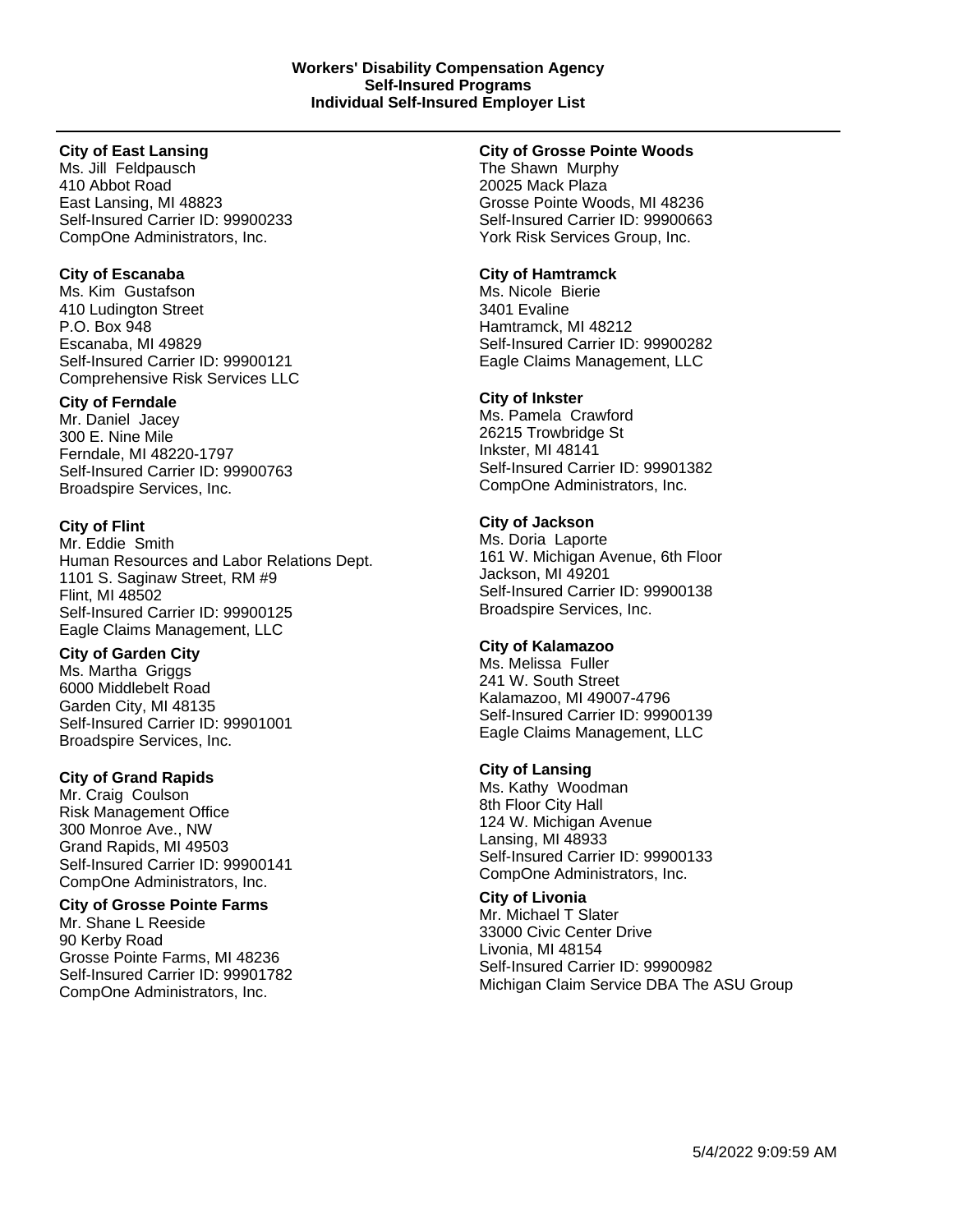**Workers' Disability Compensation Agency**
**Self-Insured Programs**
**Individual Self-Insured Employer List**

---

**City of East Lansing**
Ms. Jill Feldpausch
410 Abbot Road
East Lansing, MI 48823
Self-Insured Carrier ID: 99900233
CompOne Administrators, Inc.

**City of Escanaba**
Ms. Kim Gustafson
410 Ludington Street
P.O. Box 948
Escanaba, MI 49829
Self-Insured Carrier ID: 99900121
Comprehensive Risk Services LLC

**City of Ferndale**
Mr. Daniel Jacey
300 E. Nine Mile
Ferndale, MI 48220-1797
Self-Insured Carrier ID: 99900763
Broadspire Services, Inc.

**City of Flint**
Mr. Eddie Smith
Human Resources and Labor Relations Dept.
1101 S. Saginaw Street, RM #9
Flint, MI 48502
Self-Insured Carrier ID: 99900125
Eagle Claims Management, LLC

**City of Garden City**
Ms. Martha Griggs
6000 Middlebelt Road
Garden City, MI 48135
Self-Insured Carrier ID: 99901001
Broadspire Services, Inc.

**City of Grand Rapids**
Mr. Craig Coulson
Risk Management Office
300 Monroe Ave., NW
Grand Rapids, MI 49503
Self-Insured Carrier ID: 99900141
CompOne Administrators, Inc.

**City of Grosse Pointe Farms**
Mr. Shane L Reeside
90 Kerby Road
Grosse Pointe Farms, MI 48236
Self-Insured Carrier ID: 99901782
CompOne Administrators, Inc.

**City of Grosse Pointe Woods**
The Shawn Murphy
20025 Mack Plaza
Grosse Pointe Woods, MI 48236
Self-Insured Carrier ID: 99900663
York Risk Services Group, Inc.

**City of Hamtramck**
Ms. Nicole Bierie
3401 Evaline
Hamtramck, MI 48212
Self-Insured Carrier ID: 99900282
Eagle Claims Management, LLC

**City of Inkster**
Ms. Pamela Crawford
26215 Trowbridge St
Inkster, MI 48141
Self-Insured Carrier ID: 99901382
CompOne Administrators, Inc.

**City of Jackson**
Ms. Doria Laporte
161 W. Michigan Avenue, 6th Floor
Jackson, MI 49201
Self-Insured Carrier ID: 99900138
Broadspire Services, Inc.

**City of Kalamazoo**
Ms. Melissa Fuller
241 W. South Street
Kalamazoo, MI 49007-4796
Self-Insured Carrier ID: 99900139
Eagle Claims Management, LLC

**City of Lansing**
Ms. Kathy Woodman
8th Floor City Hall
124 W. Michigan Avenue
Lansing, MI 48933
Self-Insured Carrier ID: 99900133
CompOne Administrators, Inc.

**City of Livonia**
Mr. Michael T Slater
33000 Civic Center Drive
Livonia, MI 48154
Self-Insured Carrier ID: 99900982
Michigan Claim Service DBA The ASU Group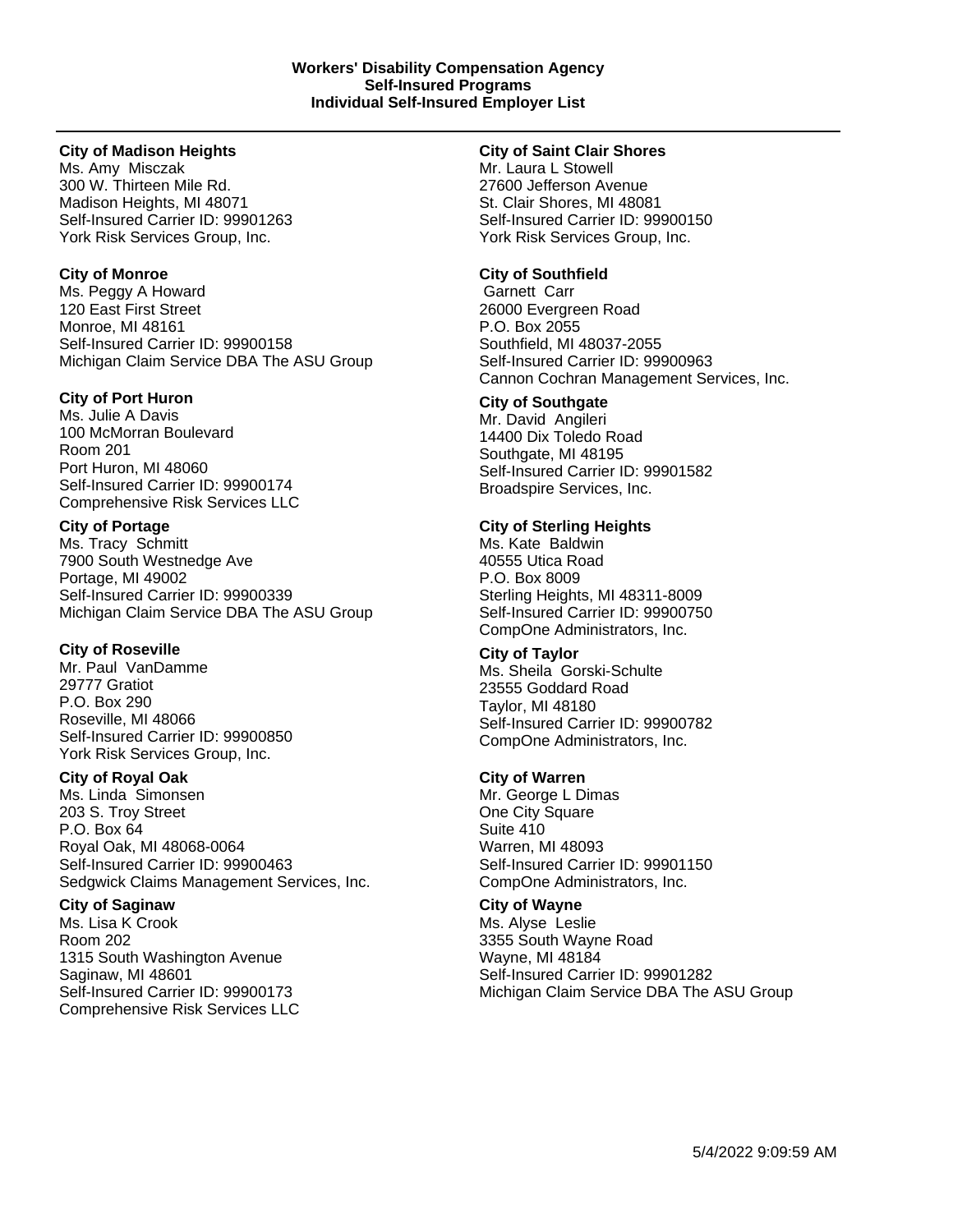**Workers' Disability Compensation Agency**
**Self-Insured Programs**
**Individual Self-Insured Employer List**

---

**City of Madison Heights**
Ms. Amy  Misczak
300 W. Thirteen Mile Rd.
Madison Heights, MI 48071
Self-Insured Carrier ID: 99901263
York Risk Services Group, Inc.

**City of Monroe**
Ms. Peggy A Howard
120 East First Street
Monroe, MI 48161
Self-Insured Carrier ID: 99900158
Michigan Claim Service DBA The ASU Group

**City of Port Huron**
Ms. Julie A Davis
100 McMorran Boulevard
Room 201
Port Huron, MI 48060
Self-Insured Carrier ID: 99900174
Comprehensive Risk Services LLC

**City of Portage**
Ms. Tracy  Schmitt
7900 South Westnedge Ave
Portage, MI 49002
Self-Insured Carrier ID: 99900339
Michigan Claim Service DBA The ASU Group

**City of Roseville**
Mr. Paul  VanDamme
29777 Gratiot
P.O. Box 290
Roseville, MI 48066
Self-Insured Carrier ID: 99900850
York Risk Services Group, Inc.

**City of Royal Oak**
Ms. Linda  Simonsen
203 S. Troy Street
P.O. Box 64
Royal Oak, MI 48068-0064
Self-Insured Carrier ID: 99900463
Sedgwick Claims Management Services, Inc.

**City of Saginaw**
Ms. Lisa K Crook
Room 202
1315 South Washington Avenue
Saginaw, MI 48601
Self-Insured Carrier ID: 99900173
Comprehensive Risk Services LLC

**City of Saint Clair Shores**
Mr. Laura L Stowell
27600 Jefferson Avenue
St. Clair Shores, MI 48081
Self-Insured Carrier ID: 99900150
York Risk Services Group, Inc.

**City of Southfield**
Garnett  Carr
26000 Evergreen Road
P.O. Box 2055
Southfield, MI 48037-2055
Self-Insured Carrier ID: 99900963
Cannon Cochran Management Services, Inc.

**City of Southgate**
Mr. David  Angileri
14400 Dix Toledo Road
Southgate, MI 48195
Self-Insured Carrier ID: 99901582
Broadspire Services, Inc.

**City of Sterling Heights**
Ms. Kate  Baldwin
40555 Utica Road
P.O. Box 8009
Sterling Heights, MI 48311-8009
Self-Insured Carrier ID: 99900750
CompOne Administrators, Inc.

**City of Taylor**
Ms. Sheila  Gorski-Schulte
23555 Goddard Road
Taylor, MI 48180
Self-Insured Carrier ID: 99900782
CompOne Administrators, Inc.

**City of Warren**
Mr. George L Dimas
One City Square
Suite 410
Warren, MI 48093
Self-Insured Carrier ID: 99901150
CompOne Administrators, Inc.

**City of Wayne**
Ms. Alyse  Leslie
3355 South Wayne Road
Wayne, MI 48184
Self-Insured Carrier ID: 99901282
Michigan Claim Service DBA The ASU Group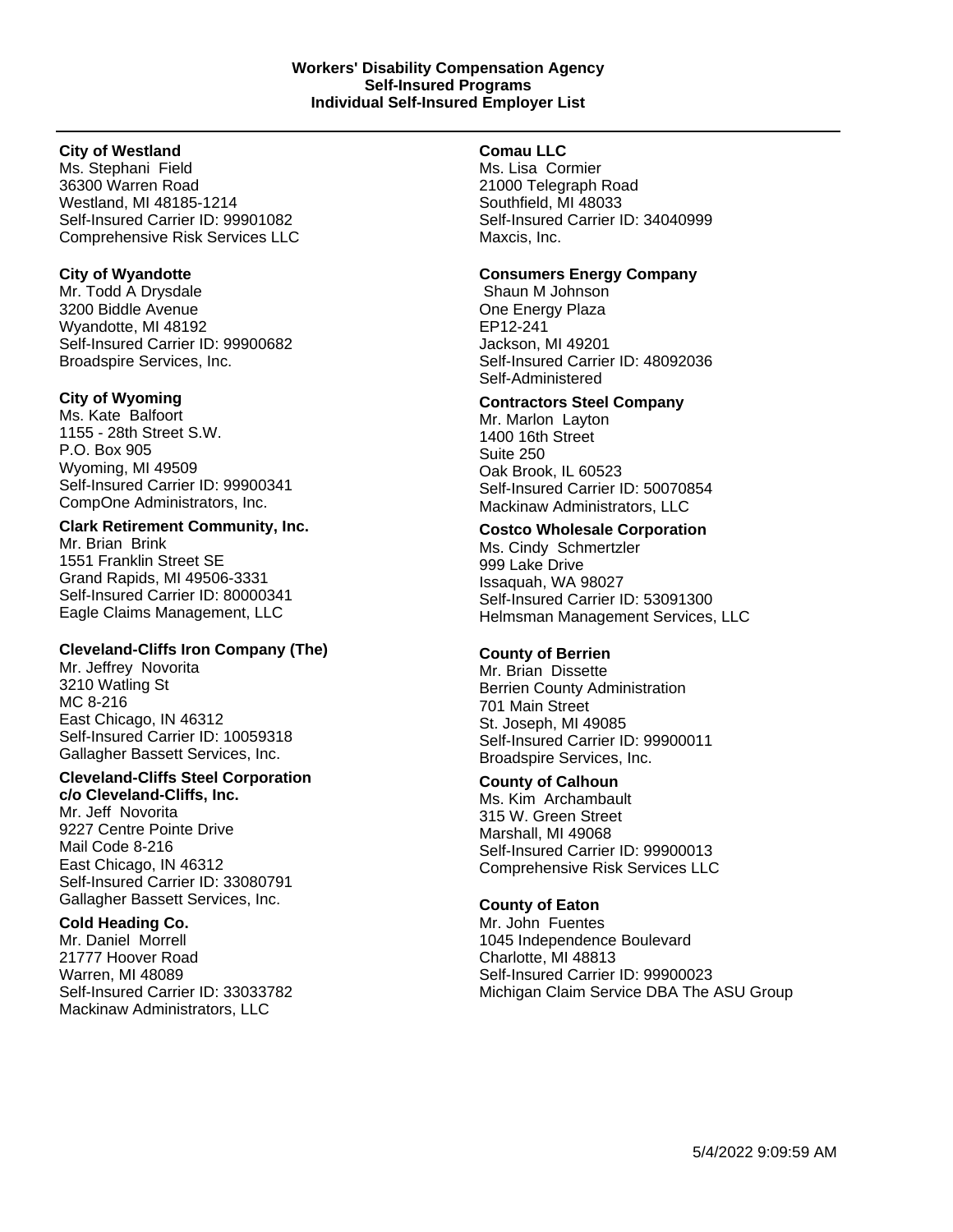**Workers' Disability Compensation Agency**
**Self-Insured Programs**
**Individual Self-Insured Employer List**

---

**City of Westland**
Ms. Stephani Field
36300 Warren Road
Westland, MI 48185-1214
Self-Insured Carrier ID: 99901082
Comprehensive Risk Services LLC

**City of Wyandotte**
Mr. Todd A Drysdale
3200 Biddle Avenue
Wyandotte, MI 48192
Self-Insured Carrier ID: 99900682
Broadspire Services, Inc.

**City of Wyoming**
Ms. Kate Balfoort
1155 - 28th Street S.W.
P.O. Box 905
Wyoming, MI 49509
Self-Insured Carrier ID: 99900341
CompOne Administrators, Inc.

**Clark Retirement Community, Inc.**
Mr. Brian Brink
1551 Franklin Street SE
Grand Rapids, MI 49506-3331
Self-Insured Carrier ID: 80000341
Eagle Claims Management, LLC

**Cleveland-Cliffs Iron Company (The)**
Mr. Jeffrey Novorita
3210 Watling St
MC 8-216
East Chicago, IN 46312
Self-Insured Carrier ID: 10059318
Gallagher Bassett Services, Inc.

**Cleveland-Cliffs Steel Corporation c/o Cleveland-Cliffs, Inc.**
Mr. Jeff Novorita
9227 Centre Pointe Drive
Mail Code 8-216
East Chicago, IN 46312
Self-Insured Carrier ID: 33080791
Gallagher Bassett Services, Inc.

**Cold Heading Co.**
Mr. Daniel Morrell
21777 Hoover Road
Warren, MI 48089
Self-Insured Carrier ID: 33033782
Mackinaw Administrators, LLC

**Comau LLC**
Ms. Lisa Cormier
21000 Telegraph Road
Southfield, MI 48033
Self-Insured Carrier ID: 34040999
Maxcis, Inc.

**Consumers Energy Company**
Shaun M Johnson
One Energy Plaza
EP12-241
Jackson, MI 49201
Self-Insured Carrier ID: 48092036
Self-Administered

**Contractors Steel Company**
Mr. Marlon Layton
1400 16th Street
Suite 250
Oak Brook, IL 60523
Self-Insured Carrier ID: 50070854
Mackinaw Administrators, LLC

**Costco Wholesale Corporation**
Ms. Cindy Schmertzler
999 Lake Drive
Issaquah, WA 98027
Self-Insured Carrier ID: 53091300
Helmsman Management Services, LLC

**County of Berrien**
Mr. Brian Dissette
Berrien County Administration
701 Main Street
St. Joseph, MI 49085
Self-Insured Carrier ID: 99900011
Broadspire Services, Inc.

**County of Calhoun**
Ms. Kim Archambault
315 W. Green Street
Marshall, MI 49068
Self-Insured Carrier ID: 99900013
Comprehensive Risk Services LLC

**County of Eaton**
Mr. John Fuentes
1045 Independence Boulevard
Charlotte, MI 48813
Self-Insured Carrier ID: 99900023
Michigan Claim Service DBA The ASU Group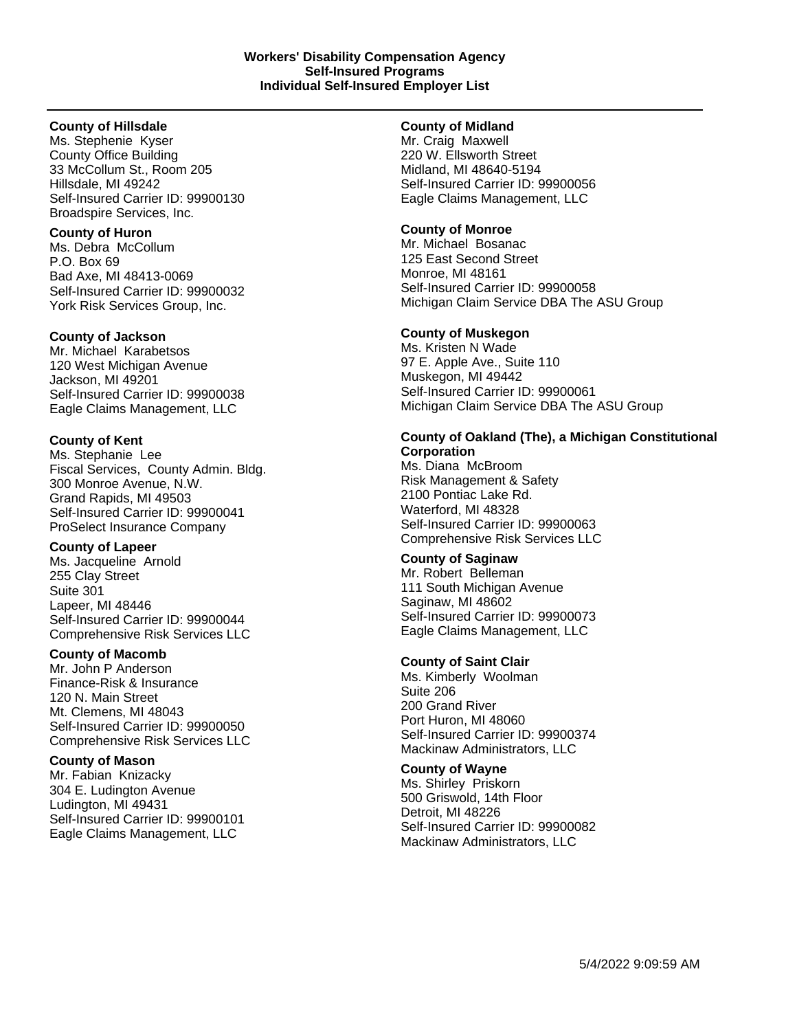**County of Hillsdale**
Ms. Stephenie Kyser
County Office Building
33 McCollum St., Room 205
Hillsdale, MI 49242
Self-Insured Carrier ID: 99900130
Broadspire Services, Inc.

**County of Huron**
Ms. Debra McCollum
P.O. Box 69
Bad Axe, MI 48413-0069
Self-Insured Carrier ID: 99900032
York Risk Services Group, Inc.

**County of Jackson**
Mr. Michael Karabetsos
120 West Michigan Avenue
Jackson, MI 49201
Self-Insured Carrier ID: 99900038
Eagle Claims Management, LLC

**County of Kent**
Ms. Stephanie Lee
Fiscal Services, County Admin. Bldg.
300 Monroe Avenue, N.W.
Grand Rapids, MI 49503
Self-Insured Carrier ID: 99900041
ProSelect Insurance Company

**County of Lapeer**
Ms. Jacqueline Arnold
255 Clay Street
Suite 301
Lapeer, MI 48446
Self-Insured Carrier ID: 99900044
Comprehensive Risk Services LLC

**County of Macomb**
Mr. John P Anderson
Finance-Risk & Insurance
120 N. Main Street
Mt. Clemens, MI 48043
Self-Insured Carrier ID: 99900050
Comprehensive Risk Services LLC

**County of Mason**
Mr. Fabian Knizacky
304 E. Ludington Avenue
Ludington, MI 49431
Self-Insured Carrier ID: 99900101
Eagle Claims Management, LLC

**County of Midland**
Mr. Craig Maxwell
220 W. Ellsworth Street
Midland, MI 48640-5194
Self-Insured Carrier ID: 99900056
Eagle Claims Management, LLC

**County of Monroe**
Mr. Michael Bosanac
125 East Second Street
Monroe, MI 48161
Self-Insured Carrier ID: 99900058
Michigan Claim Service DBA The ASU Group

**County of Muskegon**
Ms. Kristen N Wade
97 E. Apple Ave., Suite 110
Muskegon, MI 49442
Self-Insured Carrier ID: 99900061
Michigan Claim Service DBA The ASU Group

**County of Oakland (The), a Michigan Constitutional Corporation**
Ms. Diana McBroom
Risk Management & Safety
2100 Pontiac Lake Rd.
Waterford, MI 48328
Self-Insured Carrier ID: 99900063
Comprehensive Risk Services LLC

**County of Saginaw**
Mr. Robert Belleman
111 South Michigan Avenue
Saginaw, MI 48602
Self-Insured Carrier ID: 99900073
Eagle Claims Management, LLC

**County of Saint Clair**
Ms. Kimberly Woolman
Suite 206
200 Grand River
Port Huron, MI 48060
Self-Insured Carrier ID: 99900374
Mackinaw Administrators, LLC

**County of Wayne**
Ms. Shirley Priskorn
500 Griswold, 14th Floor
Detroit, MI 48226
Self-Insured Carrier ID: 99900082
Mackinaw Administrators, LLC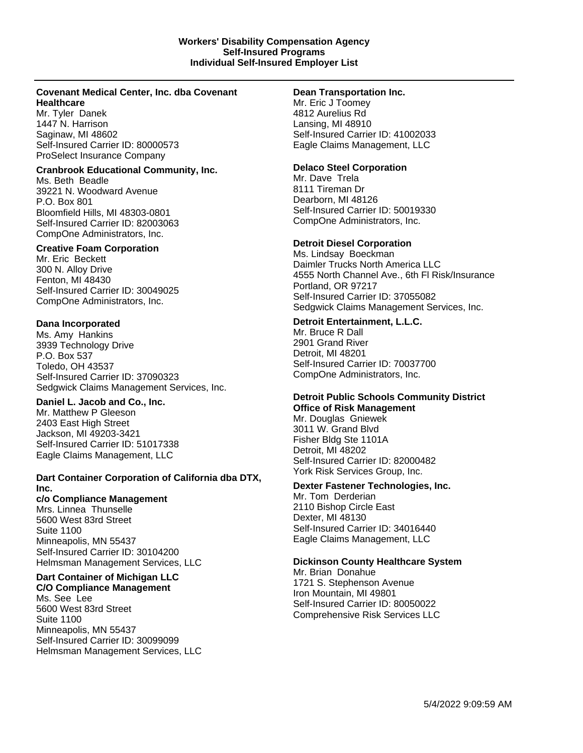**Workers' Disability Compensation Agency**
**Self-Insured Programs**
**Individual Self-Insured Employer List**

---

**Covenant Medical Center, Inc. dba Covenant Healthcare**
Mr. Tyler Danek
1447 N. Harrison
Saginaw, MI 48602
Self-Insured Carrier ID: 80000573
ProSelect Insurance Company

**Cranbrook Educational Community, Inc.**
Ms. Beth Beadle
39221 N. Woodward Avenue
P.O. Box 801
Bloomfield Hills, MI 48303-0801
Self-Insured Carrier ID: 82003063
CompOne Administrators, Inc.

**Creative Foam Corporation**
Mr. Eric Beckett
300 N. Alloy Drive
Fenton, MI 48430
Self-Insured Carrier ID: 30049025
CompOne Administrators, Inc.

**Dana Incorporated**
Ms. Amy Hankins
3939 Technology Drive
P.O. Box 537
Toledo, OH 43537
Self-Insured Carrier ID: 37090323
Sedgwick Claims Management Services, Inc.

**Daniel L. Jacob and Co., Inc.**
Mr. Matthew P Gleeson
2403 East High Street
Jackson, MI 49203-3421
Self-Insured Carrier ID: 51017338
Eagle Claims Management, LLC

**Dart Container Corporation of California dba DTX, Inc.**
**c/o Compliance Management**
Mrs. Linnea Thunselle
5600 West 83rd Street
Suite 1100
Minneapolis, MN 55437
Self-Insured Carrier ID: 30104200
Helmsman Management Services, LLC

**Dart Container of Michigan LLC**
**C/O Compliance Management**
Ms. See Lee
5600 West 83rd Street
Suite 1100
Minneapolis, MN 55437
Self-Insured Carrier ID: 30099099
Helmsman Management Services, LLC

**Dean Transportation Inc.**
Mr. Eric J Toomey
4812 Aurelius Rd
Lansing, MI 48910
Self-Insured Carrier ID: 41002033
Eagle Claims Management, LLC

**Delaco Steel Corporation**
Mr. Dave Trela
8111 Tireman Dr
Dearborn, MI 48126
Self-Insured Carrier ID: 50019330
CompOne Administrators, Inc.

**Detroit Diesel Corporation**
Ms. Lindsay Boeckman
Daimler Trucks North America LLC
4555 North Channel Ave., 6th Fl Risk/Insurance
Portland, OR 97217
Self-Insured Carrier ID: 37055082
Sedgwick Claims Management Services, Inc.

**Detroit Entertainment, L.L.C.**
Mr. Bruce R Dall
2901 Grand River
Detroit, MI 48201
Self-Insured Carrier ID: 70037700
CompOne Administrators, Inc.

**Detroit Public Schools Community District**
**Office of Risk Management**
Mr. Douglas Gniewek
3011 W. Grand Blvd
Fisher Bldg Ste 1101A
Detroit, MI 48202
Self-Insured Carrier ID: 82000482
York Risk Services Group, Inc.

**Dexter Fastener Technologies, Inc.**
Mr. Tom Derderian
2110 Bishop Circle East
Dexter, MI 48130
Self-Insured Carrier ID: 34016440
Eagle Claims Management, LLC

**Dickinson County Healthcare System**
Mr. Brian Donahue
1721 S. Stephenson Avenue
Iron Mountain, MI 49801
Self-Insured Carrier ID: 80050022
Comprehensive Risk Services LLC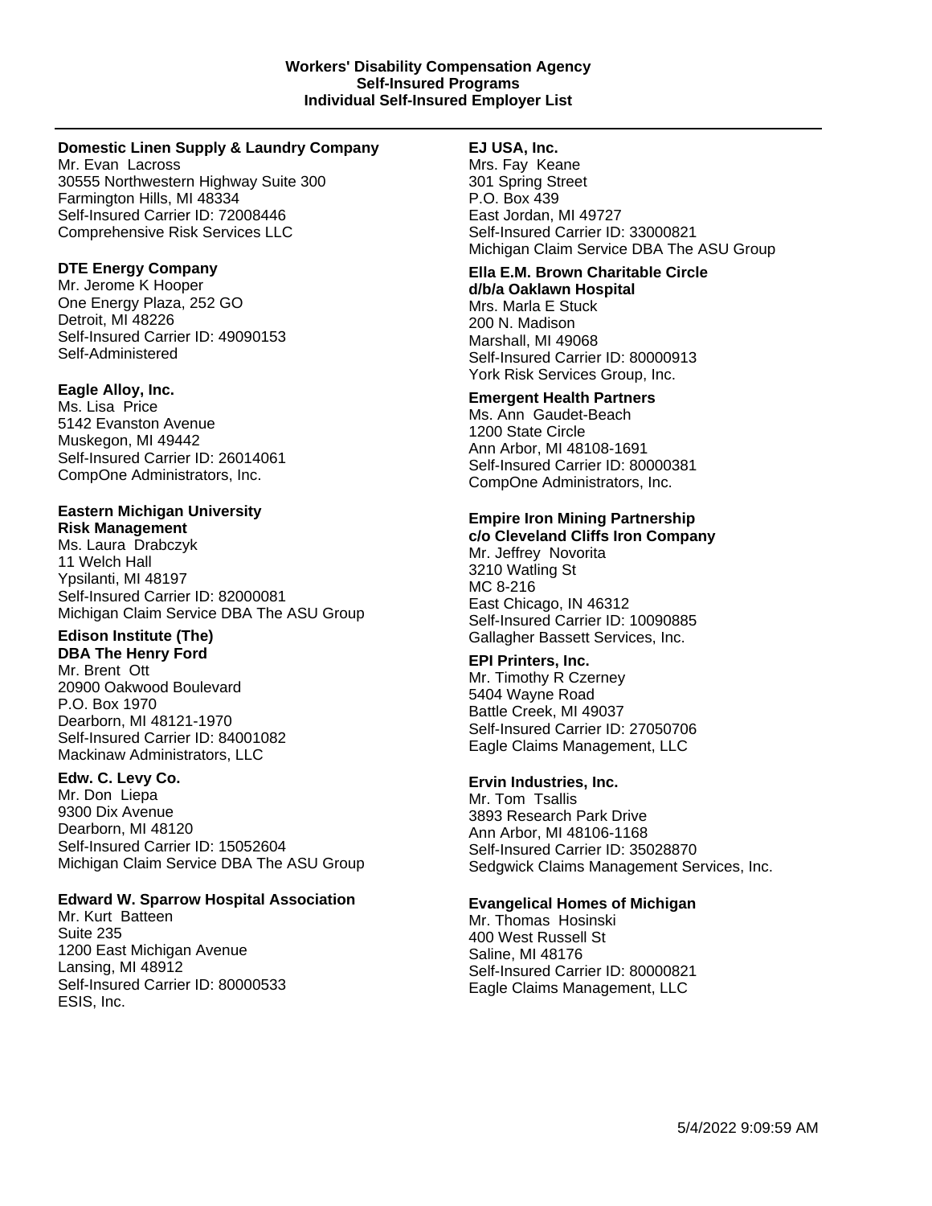**Workers' Disability Compensation Agency**
**Self-Insured Programs**
**Individual Self-Insured Employer List**

---

**Domestic Linen Supply & Laundry Company**
Mr. Evan Lacross
30555 Northwestern Highway Suite 300
Farmington Hills, MI 48334
Self-Insured Carrier ID: 72008446
Comprehensive Risk Services LLC

**DTE Energy Company**
Mr. Jerome K Hooper
One Energy Plaza, 252 GO
Detroit, MI 48226
Self-Insured Carrier ID: 49090153
Self-Administered

**Eagle Alloy, Inc.**
Ms. Lisa Price
5142 Evanston Avenue
Muskegon, MI 49442
Self-Insured Carrier ID: 26014061
CompOne Administrators, Inc.

**Eastern Michigan University**
**Risk Management**
Ms. Laura Drabczyk
11 Welch Hall
Ypsilanti, MI 48197
Self-Insured Carrier ID: 82000081
Michigan Claim Service DBA The ASU Group

**Edison Institute (The)**
**DBA The Henry Ford**
Mr. Brent Ott
20900 Oakwood Boulevard
P.O. Box 1970
Dearborn, MI 48121-1970
Self-Insured Carrier ID: 84001082
Mackinaw Administrators, LLC

**Edw. C. Levy Co.**
Mr. Don Liepa
9300 Dix Avenue
Dearborn, MI 48120
Self-Insured Carrier ID: 15052604
Michigan Claim Service DBA The ASU Group

**Edward W. Sparrow Hospital Association**
Mr. Kurt Batteen
Suite 235
1200 East Michigan Avenue
Lansing, MI 48912
Self-Insured Carrier ID: 80000533
ESIS, Inc.

**EJ USA, Inc.**
Mrs. Fay Keane
301 Spring Street
P.O. Box 439
East Jordan, MI 49727
Self-Insured Carrier ID: 33000821
Michigan Claim Service DBA The ASU Group

**Ella E.M. Brown Charitable Circle**
**d/b/a Oaklawn Hospital**
Mrs. Marla E Stuck
200 N. Madison
Marshall, MI 49068
Self-Insured Carrier ID: 80000913
York Risk Services Group, Inc.

**Emergent Health Partners**
Ms. Ann Gaudet-Beach
1200 State Circle
Ann Arbor, MI 48108-1691
Self-Insured Carrier ID: 80000381
CompOne Administrators, Inc.

**Empire Iron Mining Partnership**
**c/o Cleveland Cliffs Iron Company**
Mr. Jeffrey Novorita
3210 Watling St
MC 8-216
East Chicago, IN 46312
Self-Insured Carrier ID: 10090885
Gallagher Bassett Services, Inc.

**EPI Printers, Inc.**
Mr. Timothy R Czerney
5404 Wayne Road
Battle Creek, MI 49037
Self-Insured Carrier ID: 27050706
Eagle Claims Management, LLC

**Ervin Industries, Inc.**
Mr. Tom Tsallis
3893 Research Park Drive
Ann Arbor, MI 48106-1168
Self-Insured Carrier ID: 35028870
Sedgwick Claims Management Services, Inc.

**Evangelical Homes of Michigan**
Mr. Thomas Hosinski
400 West Russell St
Saline, MI 48176
Self-Insured Carrier ID: 80000821
Eagle Claims Management, LLC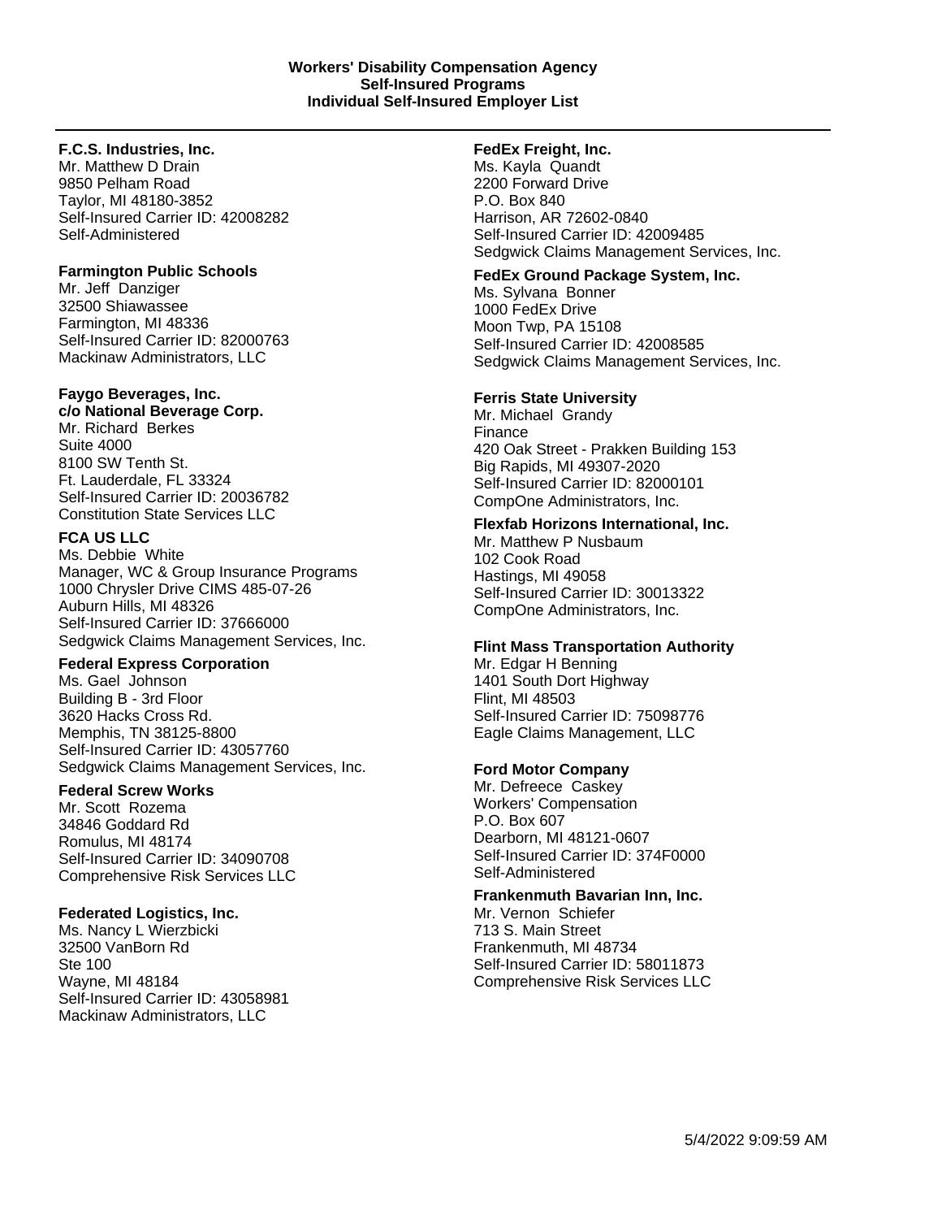**Workers' Disability Compensation Agency**
**Self-Insured Programs**
**Individual Self-Insured Employer List**

---

**F.C.S. Industries, Inc.**
Mr. Matthew D Drain
9850 Pelham Road
Taylor, MI 48180-3852
Self-Insured Carrier ID: 42008282
Self-Administered

**Farmington Public Schools**
Mr. Jeff Danziger
32500 Shiawassee
Farmington, MI 48336
Self-Insured Carrier ID: 82000763
Mackinaw Administrators, LLC

**Faygo Beverages, Inc.**
**c/o National Beverage Corp.**
Mr. Richard Berkes
Suite 4000
8100 SW Tenth St.
Ft. Lauderdale, FL 33324
Self-Insured Carrier ID: 20036782
Constitution State Services LLC

**FCA US LLC**
Ms. Debbie White
Manager, WC & Group Insurance Programs
1000 Chrysler Drive CIMS 485-07-26
Auburn Hills, MI 48326
Self-Insured Carrier ID: 37666000
Sedgwick Claims Management Services, Inc.

**Federal Express Corporation**
Ms. Gael Johnson
Building B - 3rd Floor
3620 Hacks Cross Rd.
Memphis, TN 38125-8800
Self-Insured Carrier ID: 43057760
Sedgwick Claims Management Services, Inc.

**Federal Screw Works**
Mr. Scott Rozema
34846 Goddard Rd
Romulus, MI 48174
Self-Insured Carrier ID: 34090708
Comprehensive Risk Services LLC

**Federated Logistics, Inc.**
Ms. Nancy L Wierzbicki
32500 VanBorn Rd
Ste 100
Wayne, MI 48184
Self-Insured Carrier ID: 43058981
Mackinaw Administrators, LLC

**FedEx Freight, Inc.**
Ms. Kayla Quandt
2200 Forward Drive
P.O. Box 840
Harrison, AR 72602-0840
Self-Insured Carrier ID: 42009485
Sedgwick Claims Management Services, Inc.

**FedEx Ground Package System, Inc.**
Ms. Sylvana Bonner
1000 FedEx Drive
Moon Twp, PA 15108
Self-Insured Carrier ID: 42008585
Sedgwick Claims Management Services, Inc.

**Ferris State University**
Mr. Michael Grandy
Finance
420 Oak Street - Prakken Building 153
Big Rapids, MI 49307-2020
Self-Insured Carrier ID: 82000101
CompOne Administrators, Inc.

**Flexfab Horizons International, Inc.**
Mr. Matthew P Nusbaum
102 Cook Road
Hastings, MI 49058
Self-Insured Carrier ID: 30013322
CompOne Administrators, Inc.

**Flint Mass Transportation Authority**
Mr. Edgar H Benning
1401 South Dort Highway
Flint, MI 48503
Self-Insured Carrier ID: 75098776
Eagle Claims Management, LLC

**Ford Motor Company**
Mr. Defreece Caskey
Workers' Compensation
P.O. Box 607
Dearborn, MI 48121-0607
Self-Insured Carrier ID: 374F0000
Self-Administered

**Frankenmuth Bavarian Inn, Inc.**
Mr. Vernon Schiefer
713 S. Main Street
Frankenmuth, MI 48734
Self-Insured Carrier ID: 58011873
Comprehensive Risk Services LLC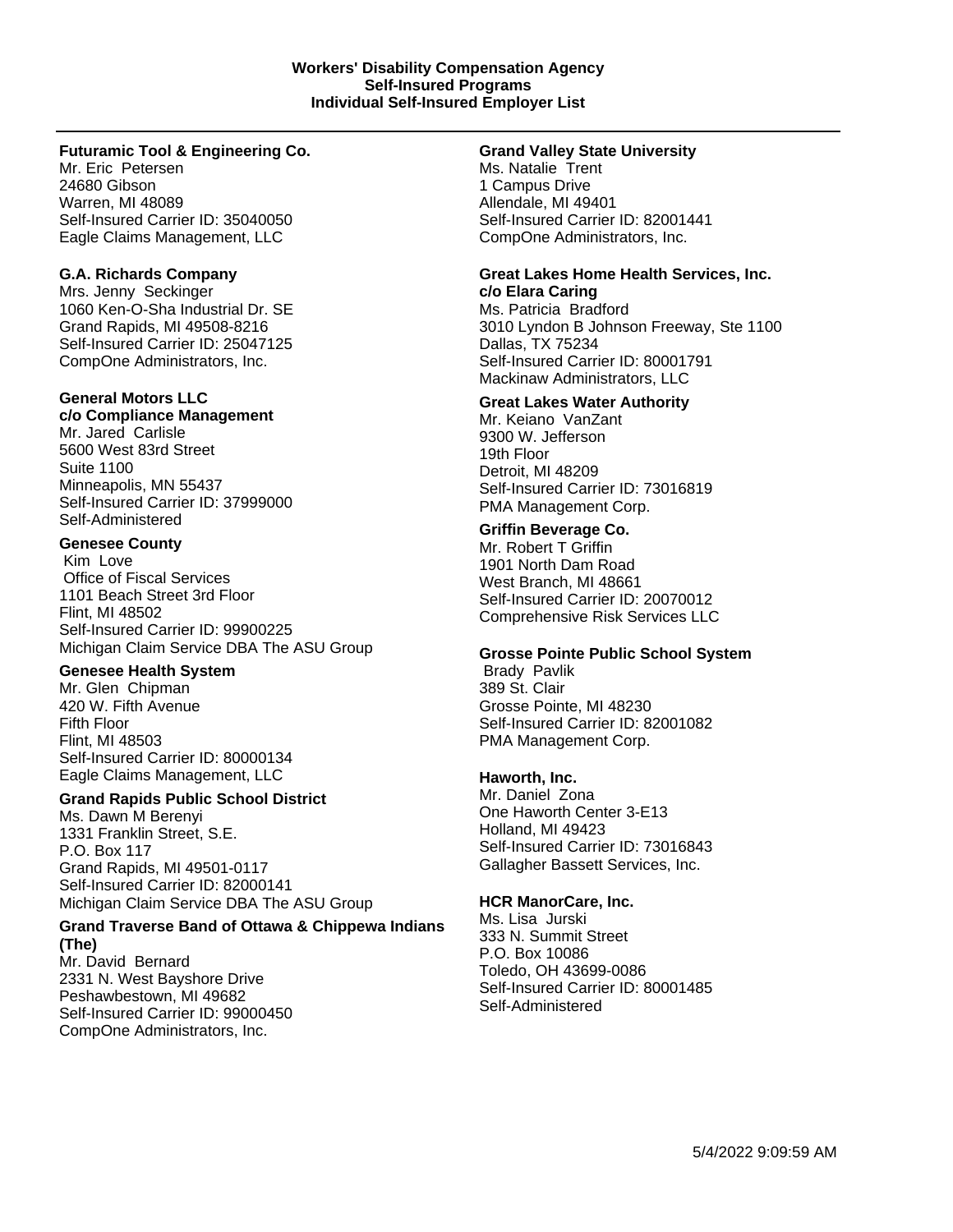**Workers' Disability Compensation Agency**
**Self-Insured Programs**
**Individual Self-Insured Employer List**

---

**Futuramic Tool & Engineering Co.**
Mr. Eric Petersen
24680 Gibson
Warren, MI 48089
Self-Insured Carrier ID: 35040050
Eagle Claims Management, LLC

**G.A. Richards Company**
Mrs. Jenny Seckinger
1060 Ken-O-Sha Industrial Dr. SE
Grand Rapids, MI 49508-8216
Self-Insured Carrier ID: 25047125
CompOne Administrators, Inc.

**General Motors LLC**
**c/o Compliance Management**
Mr. Jared Carlisle
5600 West 83rd Street
Suite 1100
Minneapolis, MN 55437
Self-Insured Carrier ID: 37999000
Self-Administered

**Genesee County**
Kim Love
Office of Fiscal Services
1101 Beach Street 3rd Floor
Flint, MI 48502
Self-Insured Carrier ID: 99900225
Michigan Claim Service DBA The ASU Group

**Genesee Health System**
Mr. Glen Chipman
420 W. Fifth Avenue
Fifth Floor
Flint, MI 48503
Self-Insured Carrier ID: 80000134
Eagle Claims Management, LLC

**Grand Rapids Public School District**
Ms. Dawn M Berenyi
1331 Franklin Street, S.E.
P.O. Box 117
Grand Rapids, MI 49501-0117
Self-Insured Carrier ID: 82000141
Michigan Claim Service DBA The ASU Group

**Grand Traverse Band of Ottawa & Chippewa Indians (The)**
Mr. David Bernard
2331 N. West Bayshore Drive
Peshawbestown, MI 49682
Self-Insured Carrier ID: 99000450
CompOne Administrators, Inc.

**Grand Valley State University**
Ms. Natalie Trent
1 Campus Drive
Allendale, MI 49401
Self-Insured Carrier ID: 82001441
CompOne Administrators, Inc.

**Great Lakes Home Health Services, Inc.**
**c/o Elara Caring**
Ms. Patricia Bradford
3010 Lyndon B Johnson Freeway, Ste 1100
Dallas, TX 75234
Self-Insured Carrier ID: 80001791
Mackinaw Administrators, LLC

**Great Lakes Water Authority**
Mr. Keiano VanZant
9300 W. Jefferson
19th Floor
Detroit, MI 48209
Self-Insured Carrier ID: 73016819
PMA Management Corp.

**Griffin Beverage Co.**
Mr. Robert T Griffin
1901 North Dam Road
West Branch, MI 48661
Self-Insured Carrier ID: 20070012
Comprehensive Risk Services LLC

**Grosse Pointe Public School System**
Brady Pavlik
389 St. Clair
Grosse Pointe, MI 48230
Self-Insured Carrier ID: 82001082
PMA Management Corp.

**Haworth, Inc.**
Mr. Daniel Zona
One Haworth Center 3-E13
Holland, MI 49423
Self-Insured Carrier ID: 73016843
Gallagher Bassett Services, Inc.

**HCR ManorCare, Inc.**
Ms. Lisa Jurski
333 N. Summit Street
P.O. Box 10086
Toledo, OH 43699-0086
Self-Insured Carrier ID: 80001485
Self-Administered

5/4/2022 9:09:59 AM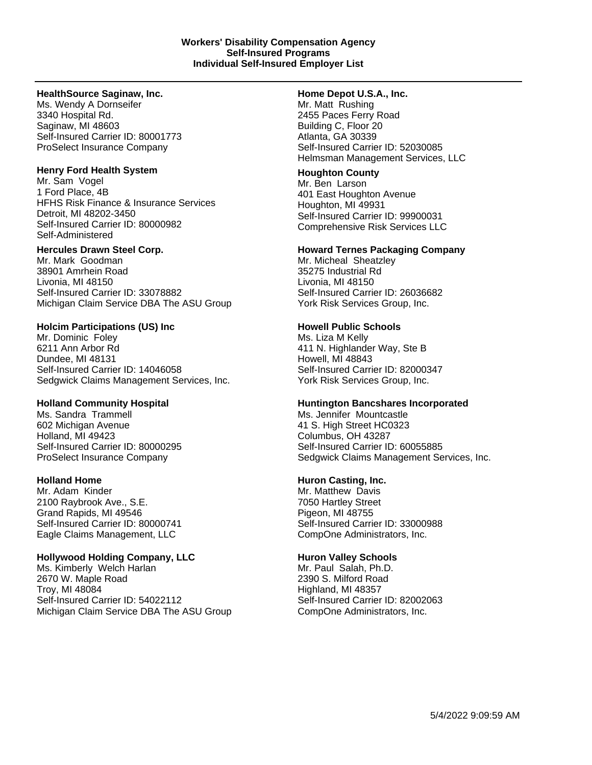**Workers' Disability Compensation Agency**
**Self-Insured Programs**
**Individual Self-Insured Employer List**

---

**HealthSource Saginaw, Inc.**
Ms. Wendy A Dornseifer
3340 Hospital Rd.
Saginaw, MI 48603
Self-Insured Carrier ID: 80001773
ProSelect Insurance Company

**Henry Ford Health System**
Mr. Sam Vogel
1 Ford Place, 4B
HFHS Risk Finance & Insurance Services
Detroit, MI 48202-3450
Self-Insured Carrier ID: 80000982
Self-Administered

**Hercules Drawn Steel Corp.**
Mr. Mark Goodman
38901 Amrhein Road
Livonia, MI 48150
Self-Insured Carrier ID: 33078882
Michigan Claim Service DBA The ASU Group

**Holcim Participations (US) Inc**
Mr. Dominic Foley
6211 Ann Arbor Rd
Dundee, MI 48131
Self-Insured Carrier ID: 14046058
Sedgwick Claims Management Services, Inc.

**Holland Community Hospital**
Ms. Sandra Trammell
602 Michigan Avenue
Holland, MI 49423
Self-Insured Carrier ID: 80000295
ProSelect Insurance Company

**Holland Home**
Mr. Adam Kinder
2100 Raybrook Ave., S.E.
Grand Rapids, MI 49546
Self-Insured Carrier ID: 80000741
Eagle Claims Management, LLC

**Hollywood Holding Company, LLC**
Ms. Kimberly Welch Harlan
2670 W. Maple Road
Troy, MI 48084
Self-Insured Carrier ID: 54022112
Michigan Claim Service DBA The ASU Group

**Home Depot U.S.A., Inc.**
Mr. Matt Rushing
2455 Paces Ferry Road
Building C, Floor 20
Atlanta, GA 30339
Self-Insured Carrier ID: 52030085
Helmsman Management Services, LLC

**Houghton County**
Mr. Ben Larson
401 East Houghton Avenue
Houghton, MI 49931
Self-Insured Carrier ID: 99900031
Comprehensive Risk Services LLC

**Howard Ternes Packaging Company**
Mr. Micheal Sheatzley
35275 Industrial Rd
Livonia, MI 48150
Self-Insured Carrier ID: 26036682
York Risk Services Group, Inc.

**Howell Public Schools**
Ms. Liza M Kelly
411 N. Highlander Way, Ste B
Howell, MI 48843
Self-Insured Carrier ID: 82000347
York Risk Services Group, Inc.

**Huntington Bancshares Incorporated**
Ms. Jennifer Mountcastle
41 S. High Street HC0323
Columbus, OH 43287
Self-Insured Carrier ID: 60055885
Sedgwick Claims Management Services, Inc.

**Huron Casting, Inc.**
Mr. Matthew Davis
7050 Hartley Street
Pigeon, MI 48755
Self-Insured Carrier ID: 33000988
CompOne Administrators, Inc.

**Huron Valley Schools**
Mr. Paul Salah, Ph.D.
2390 S. Milford Road
Highland, MI 48357
Self-Insured Carrier ID: 82002063
CompOne Administrators, Inc.

5/4/2022 9:09:59 AM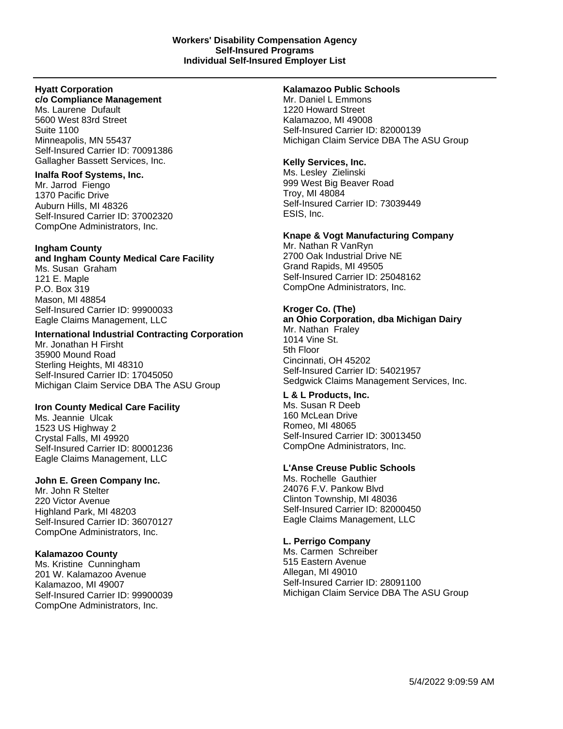**Workers' Disability Compensation Agency**
**Self-Insured Programs**
**Individual Self-Insured Employer List**

---

**Hyatt Corporation**
**c/o Compliance Management**
Ms. Laurene Dufault
5600 West 83rd Street
Suite 1100
Minneapolis, MN 55437
Self-Insured Carrier ID: 70091386
Gallagher Bassett Services, Inc.

**Inalfa Roof Systems, Inc.**
Mr. Jarrod Fiengo
1370 Pacific Drive
Auburn Hills, MI 48326
Self-Insured Carrier ID: 37002320
CompOne Administrators, Inc.

**Ingham County**
**and Ingham County Medical Care Facility**
Ms. Susan Graham
121 E. Maple
P.O. Box 319
Mason, MI 48854
Self-Insured Carrier ID: 99900033
Eagle Claims Management, LLC

**International Industrial Contracting Corporation**
Mr. Jonathan H Firsht
35900 Mound Road
Sterling Heights, MI 48310
Self-Insured Carrier ID: 17045050
Michigan Claim Service DBA The ASU Group

**Iron County Medical Care Facility**
Ms. Jeannie Ulcak
1523 US Highway 2
Crystal Falls, MI 49920
Self-Insured Carrier ID: 80001236
Eagle Claims Management, LLC

**John E. Green Company Inc.**
Mr. John R Stelter
220 Victor Avenue
Highland Park, MI 48203
Self-Insured Carrier ID: 36070127
CompOne Administrators, Inc.

**Kalamazoo County**
Ms. Kristine Cunningham
201 W. Kalamazoo Avenue
Kalamazoo, MI 49007
Self-Insured Carrier ID: 99900039
CompOne Administrators, Inc.

**Kalamazoo Public Schools**
Mr. Daniel L Emmons
1220 Howard Street
Kalamazoo, MI 49008
Self-Insured Carrier ID: 82000139
Michigan Claim Service DBA The ASU Group

**Kelly Services, Inc.**
Ms. Lesley Zielinski
999 West Big Beaver Road
Troy, MI 48084
Self-Insured Carrier ID: 73039449
ESIS, Inc.

**Knape & Vogt Manufacturing Company**
Mr. Nathan R VanRyn
2700 Oak Industrial Drive NE
Grand Rapids, MI 49505
Self-Insured Carrier ID: 25048162
CompOne Administrators, Inc.

**Kroger Co. (The)**
**an Ohio Corporation, dba Michigan Dairy**
Mr. Nathan Fraley
1014 Vine St.
5th Floor
Cincinnati, OH 45202
Self-Insured Carrier ID: 54021957
Sedgwick Claims Management Services, Inc.

**L & L Products, Inc.**
Ms. Susan R Deeb
160 McLean Drive
Romeo, MI 48065
Self-Insured Carrier ID: 30013450
CompOne Administrators, Inc.

**L'Anse Creuse Public Schools**
Ms. Rochelle Gauthier
24076 F.V. Pankow Blvd
Clinton Township, MI 48036
Self-Insured Carrier ID: 82000450
Eagle Claims Management, LLC

**L. Perrigo Company**
Ms. Carmen Schreiber
515 Eastern Avenue
Allegan, MI 49010
Self-Insured Carrier ID: 28091100
Michigan Claim Service DBA The ASU Group

5/4/2022 9:09:59 AM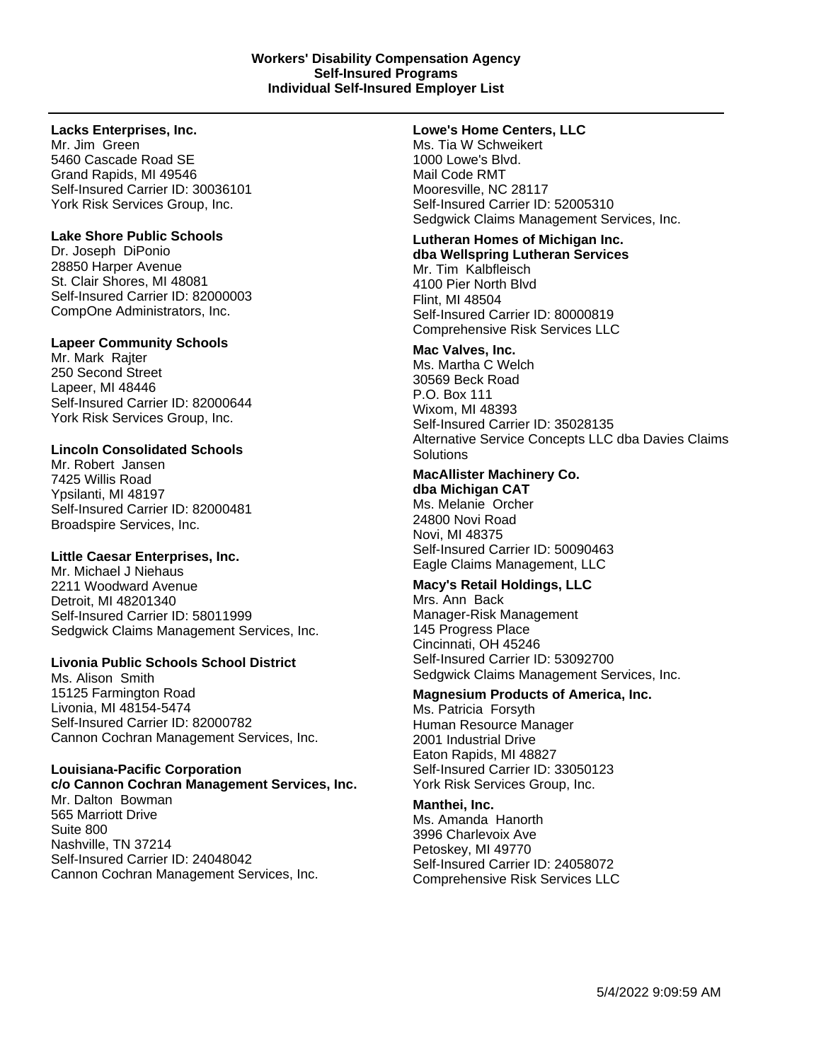**Workers' Disability Compensation Agency**
**Self-Insured Programs**
**Individual Self-Insured Employer List**

---

**Lacks Enterprises, Inc.**
Mr. Jim Green
5460 Cascade Road SE
Grand Rapids, MI 49546
Self-Insured Carrier ID: 30036101
York Risk Services Group, Inc.

**Lake Shore Public Schools**
Dr. Joseph DiPonio
28850 Harper Avenue
St. Clair Shores, MI 48081
Self-Insured Carrier ID: 82000003
CompOne Administrators, Inc.

**Lapeer Community Schools**
Mr. Mark Rajter
250 Second Street
Lapeer, MI 48446
Self-Insured Carrier ID: 82000644
York Risk Services Group, Inc.

**Lincoln Consolidated Schools**
Mr. Robert Jansen
7425 Willis Road
Ypsilanti, MI 48197
Self-Insured Carrier ID: 82000481
Broadspire Services, Inc.

**Little Caesar Enterprises, Inc.**
Mr. Michael J Niehaus
2211 Woodward Avenue
Detroit, MI 48201340
Self-Insured Carrier ID: 58011999
Sedgwick Claims Management Services, Inc.

**Livonia Public Schools School District**
Ms. Alison Smith
15125 Farmington Road
Livonia, MI 48154-5474
Self-Insured Carrier ID: 82000782
Cannon Cochran Management Services, Inc.

**Louisiana-Pacific Corporation**
**c/o Cannon Cochran Management Services, Inc.**
Mr. Dalton Bowman
565 Marriott Drive
Suite 800
Nashville, TN 37214
Self-Insured Carrier ID: 24048042
Cannon Cochran Management Services, Inc.

**Lowe's Home Centers, LLC**
Ms. Tia W Schweikert
1000 Lowe's Blvd.
Mail Code RMT
Mooresville, NC 28117
Self-Insured Carrier ID: 52005310
Sedgwick Claims Management Services, Inc.

**Lutheran Homes of Michigan Inc.**
**dba Wellspring Lutheran Services**
Mr. Tim Kalbfleisch
4100 Pier North Blvd
Flint, MI 48504
Self-Insured Carrier ID: 80000819
Comprehensive Risk Services LLC

**Mac Valves, Inc.**
Ms. Martha C Welch
30569 Beck Road
P.O. Box 111
Wixom, MI 48393
Self-Insured Carrier ID: 35028135
Alternative Service Concepts LLC dba Davies Claims Solutions

**MacAllister Machinery Co.**
**dba Michigan CAT**
Ms. Melanie Orcher
24800 Novi Road
Novi, MI 48375
Self-Insured Carrier ID: 50090463
Eagle Claims Management, LLC

**Macy's Retail Holdings, LLC**
Mrs. Ann Back
Manager-Risk Management
145 Progress Place
Cincinnati, OH 45246
Self-Insured Carrier ID: 53092700
Sedgwick Claims Management Services, Inc.

**Magnesium Products of America, Inc.**
Ms. Patricia Forsyth
Human Resource Manager
2001 Industrial Drive
Eaton Rapids, MI 48827
Self-Insured Carrier ID: 33050123
York Risk Services Group, Inc.

**Manthei, Inc.**
Ms. Amanda Hanorth
3996 Charlevoix Ave
Petoskey, MI 49770
Self-Insured Carrier ID: 24058072
Comprehensive Risk Services LLC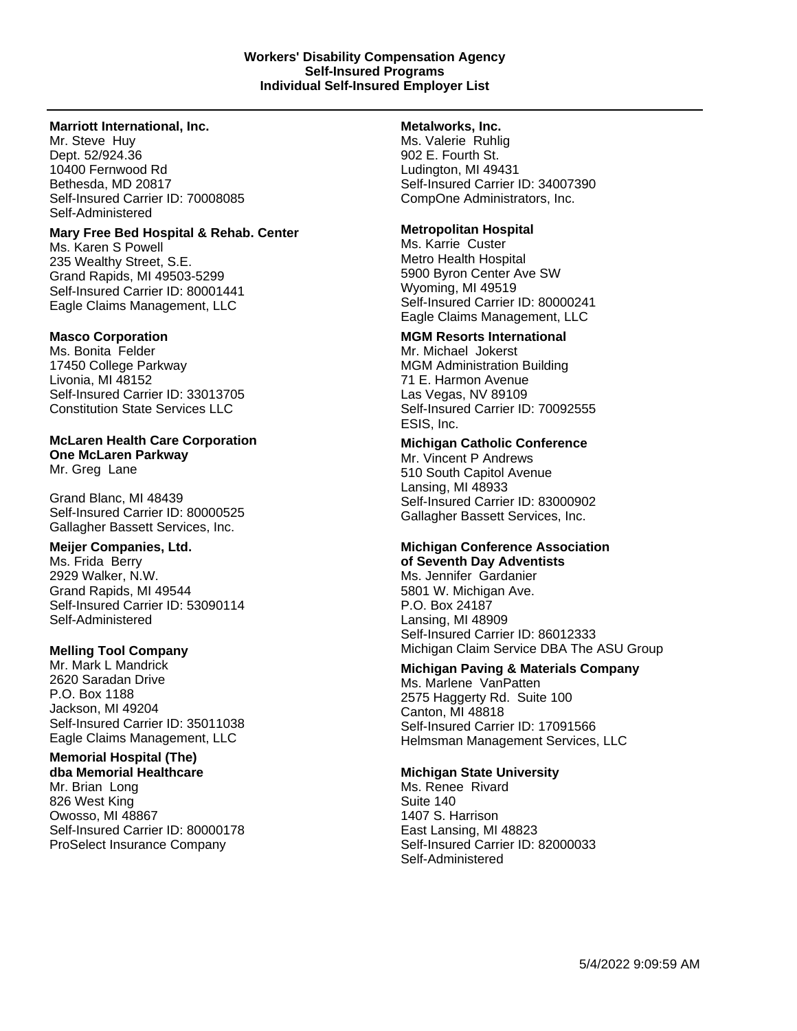**Workers' Disability Compensation Agency**
**Self-Insured Programs**
**Individual Self-Insured Employer List**

---

**Marriott International, Inc.**
Mr. Steve Huy
Dept. 52/924.36
10400 Fernwood Rd
Bethesda, MD 20817
Self-Insured Carrier ID: 70008085
Self-Administered

**Mary Free Bed Hospital & Rehab. Center**
Ms. Karen S Powell
235 Wealthy Street, S.E.
Grand Rapids, MI 49503-5299
Self-Insured Carrier ID: 80001441
Eagle Claims Management, LLC

**Masco Corporation**
Ms. Bonita Felder
17450 College Parkway
Livonia, MI 48152
Self-Insured Carrier ID: 33013705
Constitution State Services LLC

**McLaren Health Care Corporation**
**One McLaren Parkway**
Mr. Greg Lane

Grand Blanc, MI 48439
Self-Insured Carrier ID: 80000525
Gallagher Bassett Services, Inc.

**Meijer Companies, Ltd.**
Ms. Frida Berry
2929 Walker, N.W.
Grand Rapids, MI 49544
Self-Insured Carrier ID: 53090114
Self-Administered

**Melling Tool Company**
Mr. Mark L Mandrick
2620 Saradan Drive
P.O. Box 1188
Jackson, MI 49204
Self-Insured Carrier ID: 35011038
Eagle Claims Management, LLC

**Memorial Hospital (The)**
**dba Memorial Healthcare**
Mr. Brian Long
826 West King
Owosso, MI 48867
Self-Insured Carrier ID: 80000178
ProSelect Insurance Company

**Metalworks, Inc.**
Ms. Valerie Ruhlig
902 E. Fourth St.
Ludington, MI 49431
Self-Insured Carrier ID: 34007390
CompOne Administrators, Inc.

**Metropolitan Hospital**
Ms. Karrie Custer
Metro Health Hospital
5900 Byron Center Ave SW
Wyoming, MI 49519
Self-Insured Carrier ID: 80000241
Eagle Claims Management, LLC

**MGM Resorts International**
Mr. Michael Jokerst
MGM Administration Building
71 E. Harmon Avenue
Las Vegas, NV 89109
Self-Insured Carrier ID: 70092555
ESIS, Inc.

**Michigan Catholic Conference**
Mr. Vincent P Andrews
510 South Capitol Avenue
Lansing, MI 48933
Self-Insured Carrier ID: 83000902
Gallagher Bassett Services, Inc.

**Michigan Conference Association**
**of Seventh Day Adventists**
Ms. Jennifer Gardanier
5801 W. Michigan Ave.
P.O. Box 24187
Lansing, MI 48909
Self-Insured Carrier ID: 86012333
Michigan Claim Service DBA The ASU Group

**Michigan Paving & Materials Company**
Ms. Marlene VanPatten
2575 Haggerty Rd. Suite 100
Canton, MI 48818
Self-Insured Carrier ID: 17091566
Helmsman Management Services, LLC

**Michigan State University**
Ms. Renee Rivard
Suite 140
1407 S. Harrison
East Lansing, MI 48823
Self-Insured Carrier ID: 82000033
Self-Administered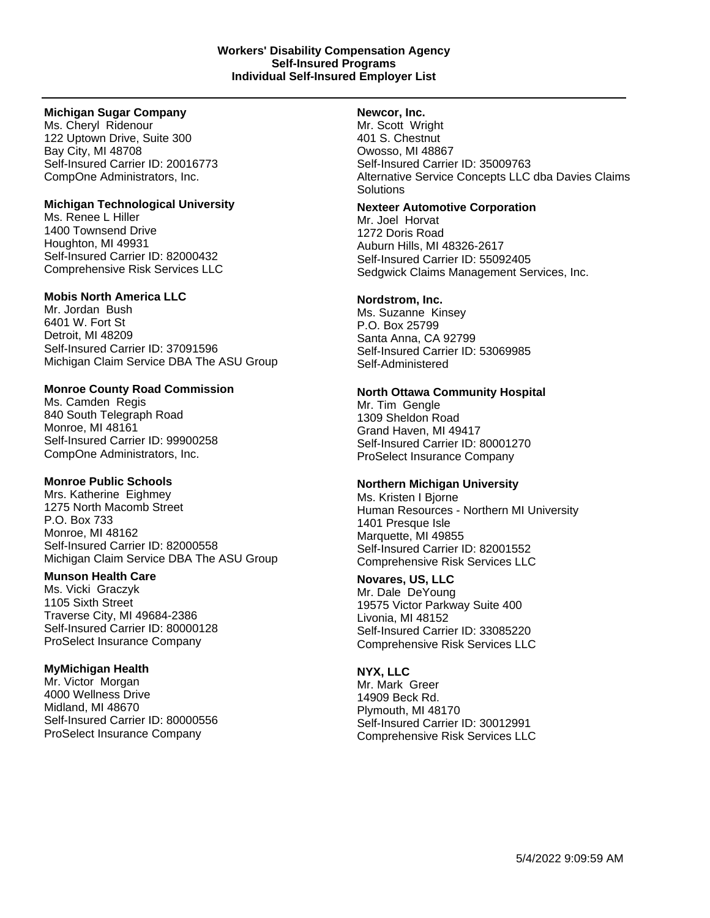**Workers' Disability Compensation Agency**
**Self-Insured Programs**
**Individual Self-Insured Employer List**

---

**Michigan Sugar Company**
Ms. Cheryl Ridenour
122 Uptown Drive, Suite 300
Bay City, MI 48708
Self-Insured Carrier ID: 20016773
CompOne Administrators, Inc.

**Michigan Technological University**
Ms. Renee L Hiller
1400 Townsend Drive
Houghton, MI 49931
Self-Insured Carrier ID: 82000432
Comprehensive Risk Services LLC

**Mobis North America LLC**
Mr. Jordan Bush
6401 W. Fort St
Detroit, MI 48209
Self-Insured Carrier ID: 37091596
Michigan Claim Service DBA The ASU Group

**Monroe County Road Commission**
Ms. Camden Regis
840 South Telegraph Road
Monroe, MI 48161
Self-Insured Carrier ID: 99900258
CompOne Administrators, Inc.

**Monroe Public Schools**
Mrs. Katherine Eighmey
1275 North Macomb Street
P.O. Box 733
Monroe, MI 48162
Self-Insured Carrier ID: 82000558
Michigan Claim Service DBA The ASU Group

**Munson Health Care**
Ms. Vicki Graczyk
1105 Sixth Street
Traverse City, MI 49684-2386
Self-Insured Carrier ID: 80000128
ProSelect Insurance Company

**MyMichigan Health**
Mr. Victor Morgan
4000 Wellness Drive
Midland, MI 48670
Self-Insured Carrier ID: 80000556
ProSelect Insurance Company

**Newcor, Inc.**
Mr. Scott Wright
401 S. Chestnut
Owosso, MI 48867
Self-Insured Carrier ID: 35009763
Alternative Service Concepts LLC dba Davies Claims Solutions

**Nexteer Automotive Corporation**
Mr. Joel Horvat
1272 Doris Road
Auburn Hills, MI 48326-2617
Self-Insured Carrier ID: 55092405
Sedgwick Claims Management Services, Inc.

**Nordstrom, Inc.**
Ms. Suzanne Kinsey
P.O. Box 25799
Santa Anna, CA 92799
Self-Insured Carrier ID: 53069985
Self-Administered

**North Ottawa Community Hospital**
Mr. Tim Gengle
1309 Sheldon Road
Grand Haven, MI 49417
Self-Insured Carrier ID: 80001270
ProSelect Insurance Company

**Northern Michigan University**
Ms. Kristen I Bjorne
Human Resources - Northern MI University
1401 Presque Isle
Marquette, MI 49855
Self-Insured Carrier ID: 82001552
Comprehensive Risk Services LLC

**Novares, US, LLC**
Mr. Dale DeYoung
19575 Victor Parkway Suite 400
Livonia, MI 48152
Self-Insured Carrier ID: 33085220
Comprehensive Risk Services LLC

**NYX, LLC**
Mr. Mark Greer
14909 Beck Rd.
Plymouth, MI 48170
Self-Insured Carrier ID: 30012991
Comprehensive Risk Services LLC

5/4/2022 9:09:59 AM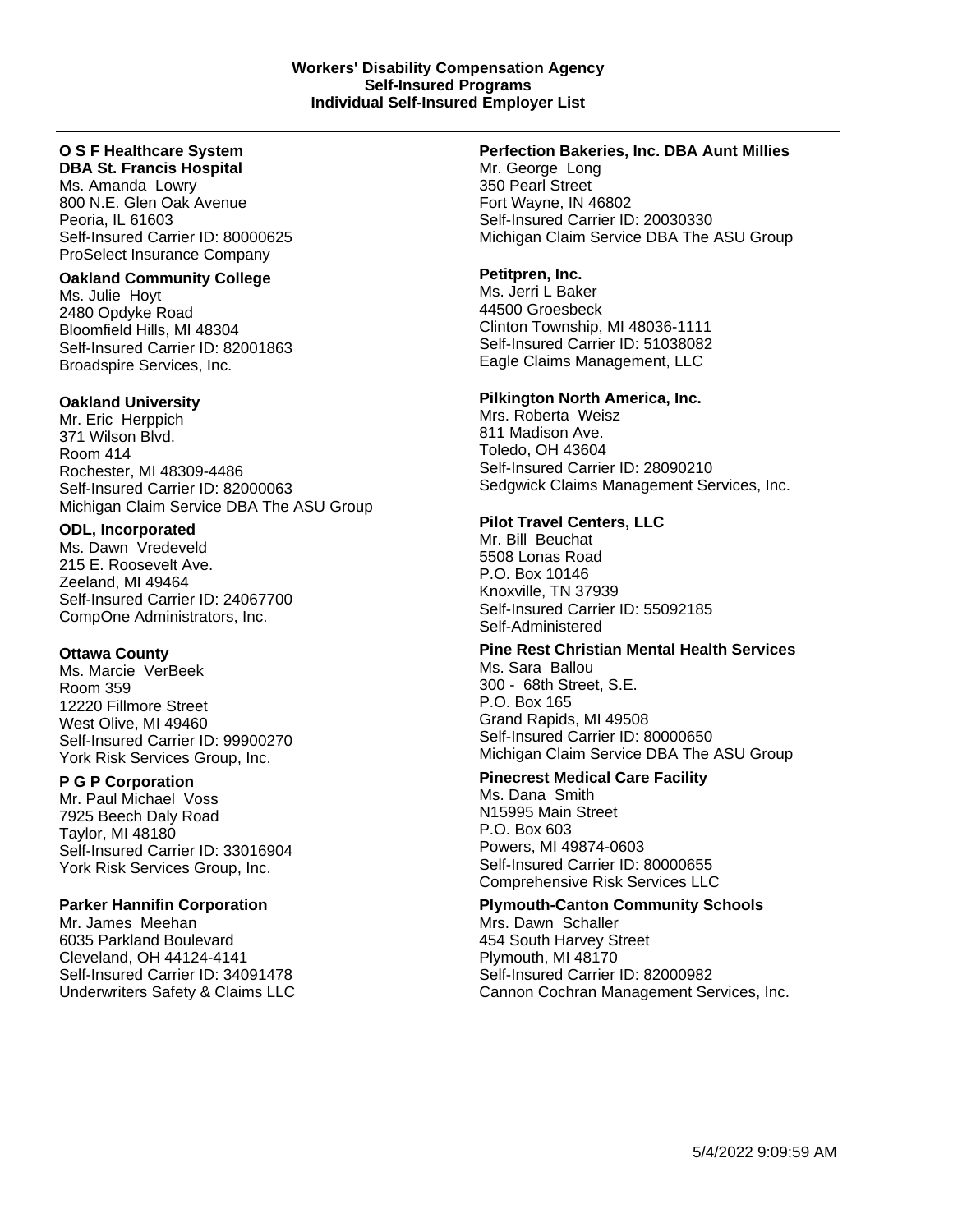**Workers' Disability Compensation Agency**
**Self-Insured Programs**
**Individual Self-Insured Employer List**

---

**O S F Healthcare System**
**DBA St. Francis Hospital**
Ms. Amanda Lowry
800 N.E. Glen Oak Avenue
Peoria, IL 61603
Self-Insured Carrier ID: 80000625
ProSelect Insurance Company

**Oakland Community College**
Ms. Julie Hoyt
2480 Opdyke Road
Bloomfield Hills, MI 48304
Self-Insured Carrier ID: 82001863
Broadspire Services, Inc.

**Oakland University**
Mr. Eric Herppich
371 Wilson Blvd.
Room 414
Rochester, MI 48309-4486
Self-Insured Carrier ID: 82000063
Michigan Claim Service DBA The ASU Group

**ODL, Incorporated**
Ms. Dawn Vredeveld
215 E. Roosevelt Ave.
Zeeland, MI 49464
Self-Insured Carrier ID: 24067700
CompOne Administrators, Inc.

**Ottawa County**
Ms. Marcie VerBeek
Room 359
12220 Fillmore Street
West Olive, MI 49460
Self-Insured Carrier ID: 99900270
York Risk Services Group, Inc.

**P G P Corporation**
Mr. Paul Michael Voss
7925 Beech Daly Road
Taylor, MI 48180
Self-Insured Carrier ID: 33016904
York Risk Services Group, Inc.

**Parker Hannifin Corporation**
Mr. James Meehan
6035 Parkland Boulevard
Cleveland, OH 44124-4141
Self-Insured Carrier ID: 34091478
Underwriters Safety & Claims LLC

**Perfection Bakeries, Inc. DBA Aunt Millies**
Mr. George Long
350 Pearl Street
Fort Wayne, IN 46802
Self-Insured Carrier ID: 20030330
Michigan Claim Service DBA The ASU Group

**Petitpren, Inc.**
Ms. Jerri L Baker
44500 Groesbeck
Clinton Township, MI 48036-1111
Self-Insured Carrier ID: 51038082
Eagle Claims Management, LLC

**Pilkington North America, Inc.**
Mrs. Roberta Weisz
811 Madison Ave.
Toledo, OH 43604
Self-Insured Carrier ID: 28090210
Sedgwick Claims Management Services, Inc.

**Pilot Travel Centers, LLC**
Mr. Bill Beuchat
5508 Lonas Road
P.O. Box 10146
Knoxville, TN 37939
Self-Insured Carrier ID: 55092185
Self-Administered

**Pine Rest Christian Mental Health Services**
Ms. Sara Ballou
300 - 68th Street, S.E.
P.O. Box 165
Grand Rapids, MI 49508
Self-Insured Carrier ID: 80000650
Michigan Claim Service DBA The ASU Group

**Pinecrest Medical Care Facility**
Ms. Dana Smith
N15995 Main Street
P.O. Box 603
Powers, MI 49874-0603
Self-Insured Carrier ID: 80000655
Comprehensive Risk Services LLC

**Plymouth-Canton Community Schools**
Mrs. Dawn Schaller
454 South Harvey Street
Plymouth, MI 48170
Self-Insured Carrier ID: 82000982
Cannon Cochran Management Services, Inc.

5/4/2022 9:09:59 AM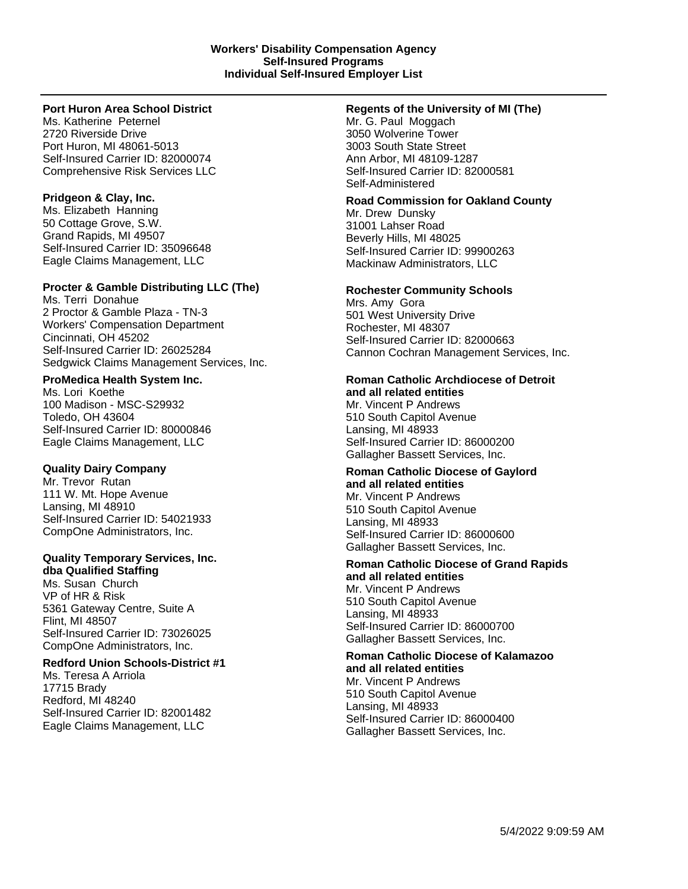**Workers' Disability Compensation Agency**
**Self-Insured Programs**
**Individual Self-Insured Employer List**

---

**Port Huron Area School District**
Ms. Katherine Peternel
2720 Riverside Drive
Port Huron, MI 48061-5013
Self-Insured Carrier ID: 82000074
Comprehensive Risk Services LLC

**Pridgeon & Clay, Inc.**
Ms. Elizabeth Hanning
50 Cottage Grove, S.W.
Grand Rapids, MI 49507
Self-Insured Carrier ID: 35096648
Eagle Claims Management, LLC

**Procter & Gamble Distributing LLC (The)**
Ms. Terri Donahue
2 Proctor & Gamble Plaza - TN-3
Workers' Compensation Department
Cincinnati, OH 45202
Self-Insured Carrier ID: 26025284
Sedgwick Claims Management Services, Inc.

**ProMedica Health System Inc.**
Ms. Lori Koethe
100 Madison - MSC-S29932
Toledo, OH 43604
Self-Insured Carrier ID: 80000846
Eagle Claims Management, LLC

**Quality Dairy Company**
Mr. Trevor Rutan
111 W. Mt. Hope Avenue
Lansing, MI 48910
Self-Insured Carrier ID: 54021933
CompOne Administrators, Inc.

**Quality Temporary Services, Inc.**
**dba Qualified Staffing**
Ms. Susan Church
VP of HR & Risk
5361 Gateway Centre, Suite A
Flint, MI 48507
Self-Insured Carrier ID: 73026025
CompOne Administrators, Inc.

**Redford Union Schools-District #1**
Ms. Teresa A Arriola
17715 Brady
Redford, MI 48240
Self-Insured Carrier ID: 82001482
Eagle Claims Management, LLC

**Regents of the University of MI (The)**
Mr. G. Paul Moggach
3050 Wolverine Tower
3003 South State Street
Ann Arbor, MI 48109-1287
Self-Insured Carrier ID: 82000581
Self-Administered

**Road Commission for Oakland County**
Mr. Drew Dunsky
31001 Lahser Road
Beverly Hills, MI 48025
Self-Insured Carrier ID: 99900263
Mackinaw Administrators, LLC

**Rochester Community Schools**
Mrs. Amy Gora
501 West University Drive
Rochester, MI 48307
Self-Insured Carrier ID: 82000663
Cannon Cochran Management Services, Inc.

**Roman Catholic Archdiocese of Detroit**
**and all related entities**
Mr. Vincent P Andrews
510 South Capitol Avenue
Lansing, MI 48933
Self-Insured Carrier ID: 86000200
Gallagher Bassett Services, Inc.

**Roman Catholic Diocese of Gaylord**
**and all related entities**
Mr. Vincent P Andrews
510 South Capitol Avenue
Lansing, MI 48933
Self-Insured Carrier ID: 86000600
Gallagher Bassett Services, Inc.

**Roman Catholic Diocese of Grand Rapids**
**and all related entities**
Mr. Vincent P Andrews
510 South Capitol Avenue
Lansing, MI 48933
Self-Insured Carrier ID: 86000700
Gallagher Bassett Services, Inc.

**Roman Catholic Diocese of Kalamazoo**
**and all related entities**
Mr. Vincent P Andrews
510 South Capitol Avenue
Lansing, MI 48933
Self-Insured Carrier ID: 86000400
Gallagher Bassett Services, Inc.

5/4/2022 9:09:59 AM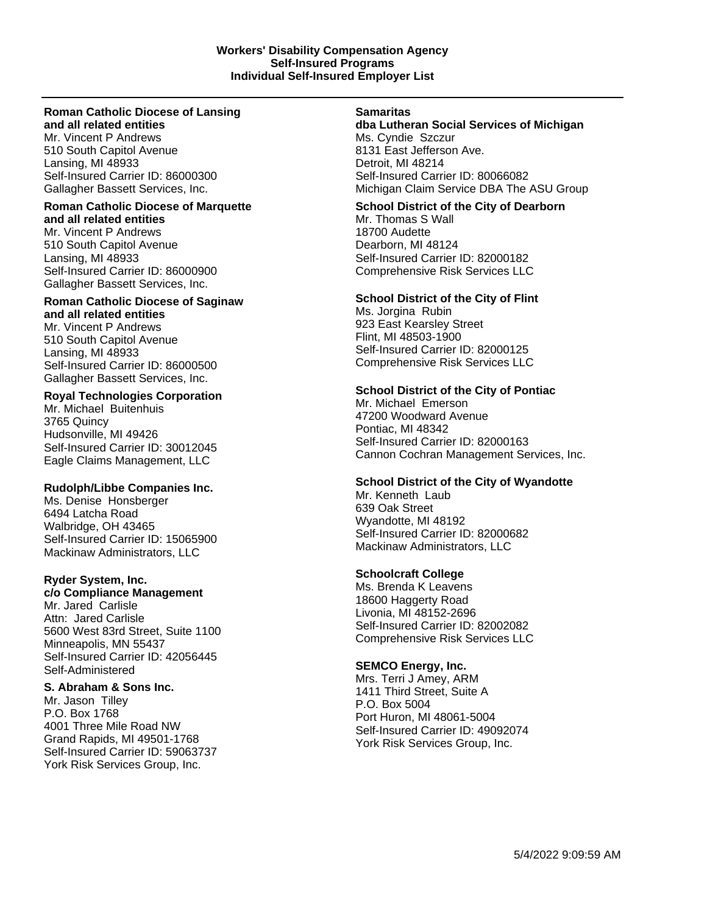**Workers' Disability Compensation Agency**
**Self-Insured Programs**
**Individual Self-Insured Employer List**

---

**Roman Catholic Diocese of Lansing and all related entities**
Mr. Vincent P Andrews
510 South Capitol Avenue
Lansing, MI 48933
Self-Insured Carrier ID: 86000300
Gallagher Bassett Services, Inc.

**Roman Catholic Diocese of Marquette and all related entities**
Mr. Vincent P Andrews
510 South Capitol Avenue
Lansing, MI 48933
Self-Insured Carrier ID: 86000900
Gallagher Bassett Services, Inc.

**Roman Catholic Diocese of Saginaw and all related entities**
Mr. Vincent P Andrews
510 South Capitol Avenue
Lansing, MI 48933
Self-Insured Carrier ID: 86000500
Gallagher Bassett Services, Inc.

**Royal Technologies Corporation**
Mr. Michael Buitenhuis
3765 Quincy
Hudsonville, MI 49426
Self-Insured Carrier ID: 30012045
Eagle Claims Management, LLC

**Rudolph/Libbe Companies Inc.**
Ms. Denise Honsberger
6494 Latcha Road
Walbridge, OH 43465
Self-Insured Carrier ID: 15065900
Mackinaw Administrators, LLC

**Ryder System, Inc.**
**c/o Compliance Management**
Mr. Jared Carlisle
Attn: Jared Carlisle
5600 West 83rd Street, Suite 1100
Minneapolis, MN 55437
Self-Insured Carrier ID: 42056445
Self-Administered

**S. Abraham & Sons Inc.**
Mr. Jason Tilley
P.O. Box 1768
4001 Three Mile Road NW
Grand Rapids, MI 49501-1768
Self-Insured Carrier ID: 59063737
York Risk Services Group, Inc.

**Samaritas**
**dba Lutheran Social Services of Michigan**
Ms. Cyndie Szczur
8131 East Jefferson Ave.
Detroit, MI 48214
Self-Insured Carrier ID: 80066082
Michigan Claim Service DBA The ASU Group

**School District of the City of Dearborn**
Mr. Thomas S Wall
18700 Audette
Dearborn, MI 48124
Self-Insured Carrier ID: 82000182
Comprehensive Risk Services LLC

**School District of the City of Flint**
Ms. Jorgina Rubin
923 East Kearsley Street
Flint, MI 48503-1900
Self-Insured Carrier ID: 82000125
Comprehensive Risk Services LLC

**School District of the City of Pontiac**
Mr. Michael Emerson
47200 Woodward Avenue
Pontiac, MI 48342
Self-Insured Carrier ID: 82000163
Cannon Cochran Management Services, Inc.

**School District of the City of Wyandotte**
Mr. Kenneth Laub
639 Oak Street
Wyandotte, MI 48192
Self-Insured Carrier ID: 82000682
Mackinaw Administrators, LLC

**Schoolcraft College**
Ms. Brenda K Leavens
18600 Haggerty Road
Livonia, MI 48152-2696
Self-Insured Carrier ID: 82002082
Comprehensive Risk Services LLC

**SEMCO Energy, Inc.**
Mrs. Terri J Amey, ARM
1411 Third Street, Suite A
P.O. Box 5004
Port Huron, MI 48061-5004
Self-Insured Carrier ID: 49092074
York Risk Services Group, Inc.

5/4/2022 9:09:59 AM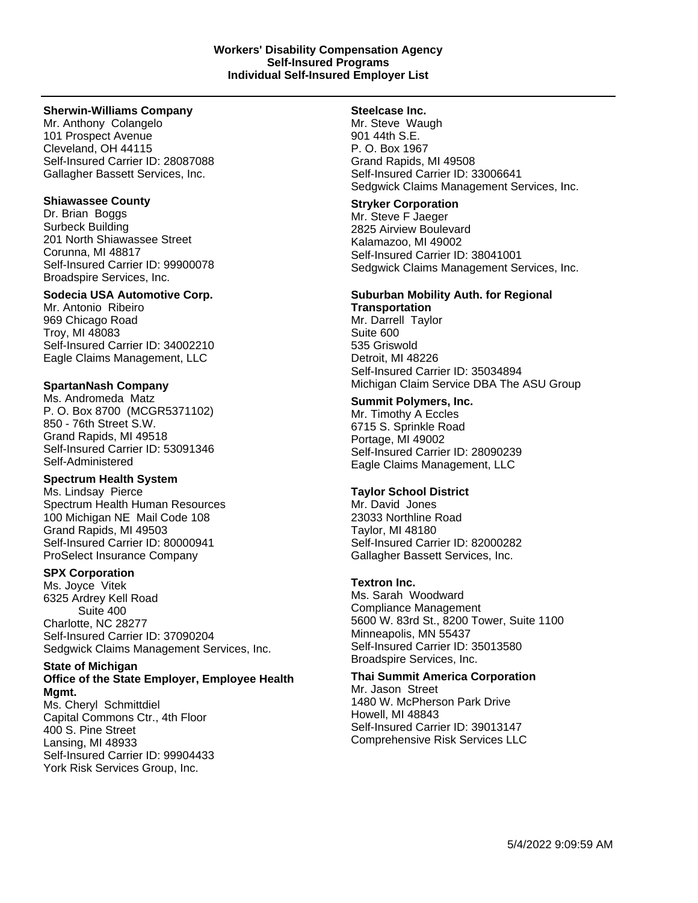**Workers' Disability Compensation Agency**
**Self-Insured Programs**
**Individual Self-Insured Employer List**

---

**Sherwin-Williams Company**
Mr. Anthony Colangelo
101 Prospect Avenue
Cleveland, OH 44115
Self-Insured Carrier ID: 28087088
Gallagher Bassett Services, Inc.

**Shiawassee County**
Dr. Brian Boggs
Surbeck Building
201 North Shiawassee Street
Corunna, MI 48817
Self-Insured Carrier ID: 99900078
Broadspire Services, Inc.

**Sodecia USA Automotive Corp.**
Mr. Antonio Ribeiro
969 Chicago Road
Troy, MI 48083
Self-Insured Carrier ID: 34002210
Eagle Claims Management, LLC

**SpartanNash Company**
Ms. Andromeda Matz
P. O. Box 8700 (MCGR5371102)
850 - 76th Street S.W.
Grand Rapids, MI 49518
Self-Insured Carrier ID: 53091346
Self-Administered

**Spectrum Health System**
Ms. Lindsay Pierce
Spectrum Health Human Resources
100 Michigan NE Mail Code 108
Grand Rapids, MI 49503
Self-Insured Carrier ID: 80000941
ProSelect Insurance Company

**SPX Corporation**
Ms. Joyce Vitek
6325 Ardrey Kell Road
Suite 400
Charlotte, NC 28277
Self-Insured Carrier ID: 37090204
Sedgwick Claims Management Services, Inc.

**State of Michigan**
**Office of the State Employer, Employee Health Mgmt.**
Ms. Cheryl Schmittdiel
Capital Commons Ctr., 4th Floor
400 S. Pine Street
Lansing, MI 48933
Self-Insured Carrier ID: 99904433
York Risk Services Group, Inc.

**Steelcase Inc.**
Mr. Steve Waugh
901 44th S.E.
P. O. Box 1967
Grand Rapids, MI 49508
Self-Insured Carrier ID: 33006641
Sedgwick Claims Management Services, Inc.

**Stryker Corporation**
Mr. Steve F Jaeger
2825 Airview Boulevard
Kalamazoo, MI 49002
Self-Insured Carrier ID: 38041001
Sedgwick Claims Management Services, Inc.

**Suburban Mobility Auth. for Regional Transportation**
Mr. Darrell Taylor
Suite 600
535 Griswold
Detroit, MI 48226
Self-Insured Carrier ID: 35034894
Michigan Claim Service DBA The ASU Group

**Summit Polymers, Inc.**
Mr. Timothy A Eccles
6715 S. Sprinkle Road
Portage, MI 49002
Self-Insured Carrier ID: 28090239
Eagle Claims Management, LLC

**Taylor School District**
Mr. David Jones
23033 Northline Road
Taylor, MI 48180
Self-Insured Carrier ID: 82000282
Gallagher Bassett Services, Inc.

**Textron Inc.**
Ms. Sarah Woodward
Compliance Management
5600 W. 83rd St., 8200 Tower, Suite 1100
Minneapolis, MN 55437
Self-Insured Carrier ID: 35013580
Broadspire Services, Inc.

**Thai Summit America Corporation**
Mr. Jason Street
1480 W. McPherson Park Drive
Howell, MI 48843
Self-Insured Carrier ID: 39013147
Comprehensive Risk Services LLC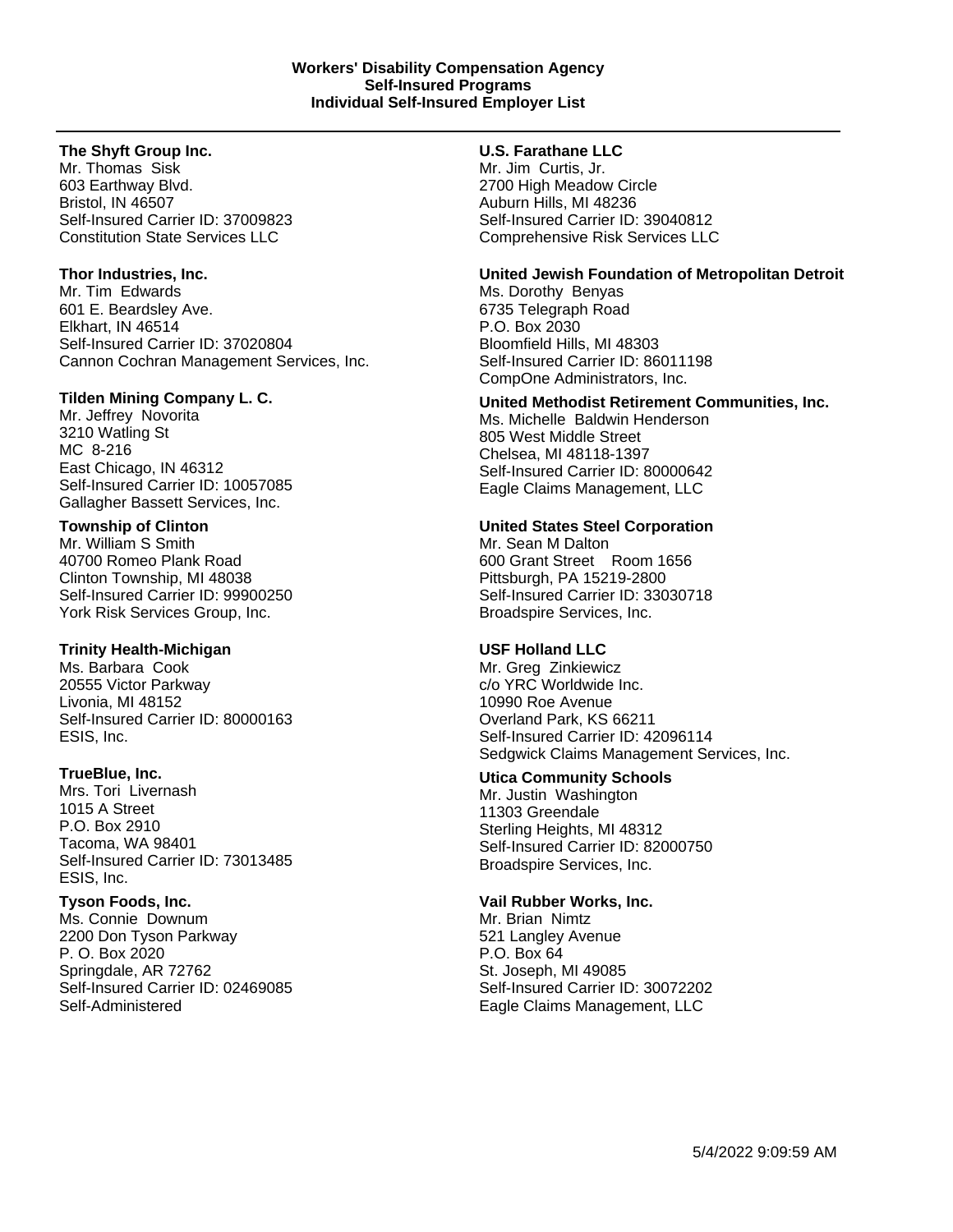**The Shyft Group Inc.**
Mr. Thomas Sisk
603 Earthway Blvd.
Bristol, IN 46507
Self-Insured Carrier ID: 37009823
Constitution State Services LLC

**Thor Industries, Inc.**
Mr. Tim Edwards
601 E. Beardsley Ave.
Elkhart, IN 46514
Self-Insured Carrier ID: 37020804
Cannon Cochran Management Services, Inc.

**Tilden Mining Company L. C.**
Mr. Jeffrey Novorita
3210 Watling St
MC 8-216
East Chicago, IN 46312
Self-Insured Carrier ID: 10057085
Gallagher Bassett Services, Inc.

**Township of Clinton**
Mr. William S Smith
40700 Romeo Plank Road
Clinton Township, MI 48038
Self-Insured Carrier ID: 99900250
York Risk Services Group, Inc.

**Trinity Health-Michigan**
Ms. Barbara Cook
20555 Victor Parkway
Livonia, MI 48152
Self-Insured Carrier ID: 80000163
ESIS, Inc.

**TrueBlue, Inc.**
Mrs. Tori Livernash
1015 A Street
P.O. Box 2910
Tacoma, WA 98401
Self-Insured Carrier ID: 73013485
ESIS, Inc.

**Tyson Foods, Inc.**
Ms. Connie Downum
2200 Don Tyson Parkway
P. O. Box 2020
Springdale, AR 72762
Self-Insured Carrier ID: 02469085
Self-Administered

**U.S. Farathane LLC**
Mr. Jim Curtis, Jr.
2700 High Meadow Circle
Auburn Hills, MI 48236
Self-Insured Carrier ID: 39040812
Comprehensive Risk Services LLC

**United Jewish Foundation of Metropolitan Detroit**
Ms. Dorothy Benyas
6735 Telegraph Road
P.O. Box 2030
Bloomfield Hills, MI 48303
Self-Insured Carrier ID: 86011198
CompOne Administrators, Inc.

**United Methodist Retirement Communities, Inc.**
Ms. Michelle Baldwin Henderson
805 West Middle Street
Chelsea, MI 48118-1397
Self-Insured Carrier ID: 80000642
Eagle Claims Management, LLC

**United States Steel Corporation**
Mr. Sean M Dalton
600 Grant Street Room 1656
Pittsburgh, PA 15219-2800
Self-Insured Carrier ID: 33030718
Broadspire Services, Inc.

**USF Holland LLC**
Mr. Greg Zinkiewicz
c/o YRC Worldwide Inc.
10990 Roe Avenue
Overland Park, KS 66211
Self-Insured Carrier ID: 42096114
Sedgwick Claims Management Services, Inc.

**Utica Community Schools**
Mr. Justin Washington
11303 Greendale
Sterling Heights, MI 48312
Self-Insured Carrier ID: 82000750
Broadspire Services, Inc.

**Vail Rubber Works, Inc.**
Mr. Brian Nimtz
521 Langley Avenue
P.O. Box 64
St. Joseph, MI 49085
Self-Insured Carrier ID: 30072202
Eagle Claims Management, LLC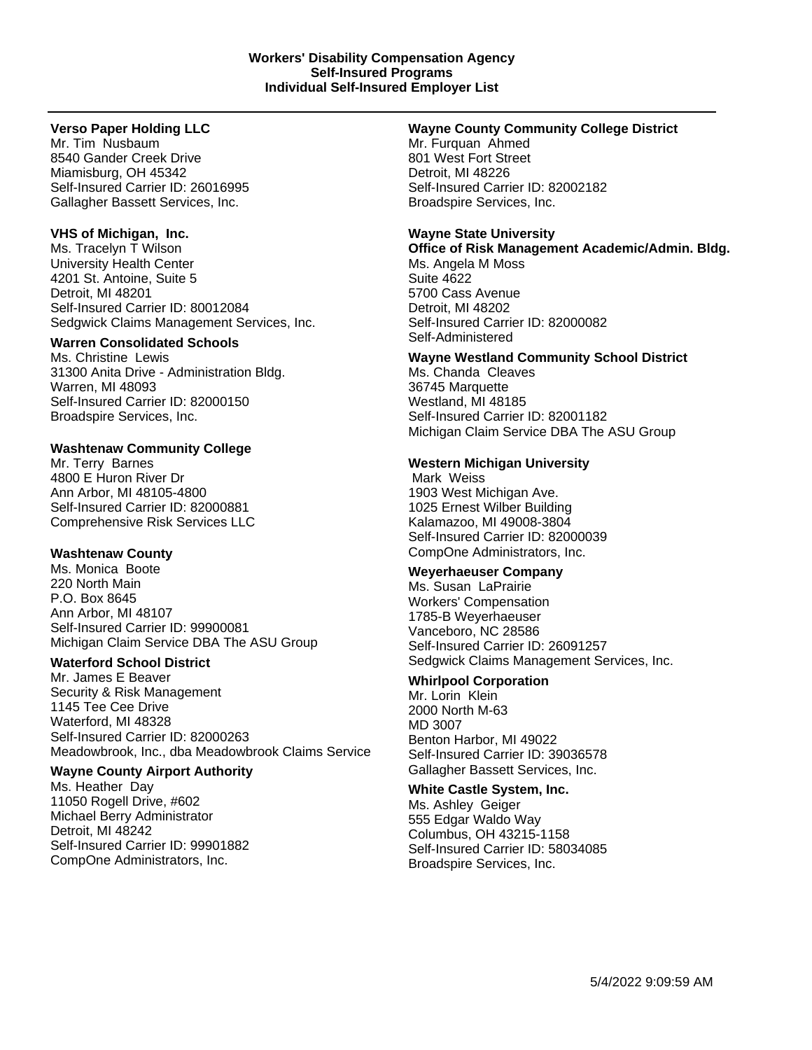**Verso Paper Holding LLC**
Mr. Tim Nusbaum
8540 Gander Creek Drive
Miamisburg, OH 45342
Self-Insured Carrier ID: 26016995
Gallagher Bassett Services, Inc.

**VHS of Michigan, Inc.**
Ms. Tracelyn T Wilson
University Health Center
4201 St. Antoine, Suite 5
Detroit, MI 48201
Self-Insured Carrier ID: 80012084
Sedgwick Claims Management Services, Inc.

**Warren Consolidated Schools**
Ms. Christine Lewis
31300 Anita Drive - Administration Bldg.
Warren, MI 48093
Self-Insured Carrier ID: 82000150
Broadspire Services, Inc.

**Washtenaw Community College**
Mr. Terry Barnes
4800 E Huron River Dr
Ann Arbor, MI 48105-4800
Self-Insured Carrier ID: 82000881
Comprehensive Risk Services LLC

**Washtenaw County**
Ms. Monica Boote
220 North Main
P.O. Box 8645
Ann Arbor, MI 48107
Self-Insured Carrier ID: 99900081
Michigan Claim Service DBA The ASU Group

**Waterford School District**
Mr. James E Beaver
Security & Risk Management
1145 Tee Cee Drive
Waterford, MI 48328
Self-Insured Carrier ID: 82000263
Meadowbrook, Inc., dba Meadowbrook Claims Service

**Wayne County Airport Authority**
Ms. Heather Day
11050 Rogell Drive, #602
Michael Berry Administrator
Detroit, MI 48242
Self-Insured Carrier ID: 99901882
CompOne Administrators, Inc.

**Wayne County Community College District**
Mr. Furquan Ahmed
801 West Fort Street
Detroit, MI 48226
Self-Insured Carrier ID: 82002182
Broadspire Services, Inc.

**Wayne State University**
**Office of Risk Management Academic/Admin. Bldg.**
Ms. Angela M Moss
Suite 4622
5700 Cass Avenue
Detroit, MI 48202
Self-Insured Carrier ID: 82000082
Self-Administered

**Wayne Westland Community School District**
Ms. Chanda Cleaves
36745 Marquette
Westland, MI 48185
Self-Insured Carrier ID: 82001182
Michigan Claim Service DBA The ASU Group

**Western Michigan University**
Mark Weiss
1903 West Michigan Ave.
1025 Ernest Wilber Building
Kalamazoo, MI 49008-3804
Self-Insured Carrier ID: 82000039
CompOne Administrators, Inc.

**Weyerhaeuser Company**
Ms. Susan LaPrairie
Workers' Compensation
1785-B Weyerhaeuser
Vanceboro, NC 28586
Self-Insured Carrier ID: 26091257
Sedgwick Claims Management Services, Inc.

**Whirlpool Corporation**
Mr. Lorin Klein
2000 North M-63
MD 3007
Benton Harbor, MI 49022
Self-Insured Carrier ID: 39036578
Gallagher Bassett Services, Inc.

**White Castle System, Inc.**
Ms. Ashley Geiger
555 Edgar Waldo Way
Columbus, OH 43215-1158
Self-Insured Carrier ID: 58034085
Broadspire Services, Inc.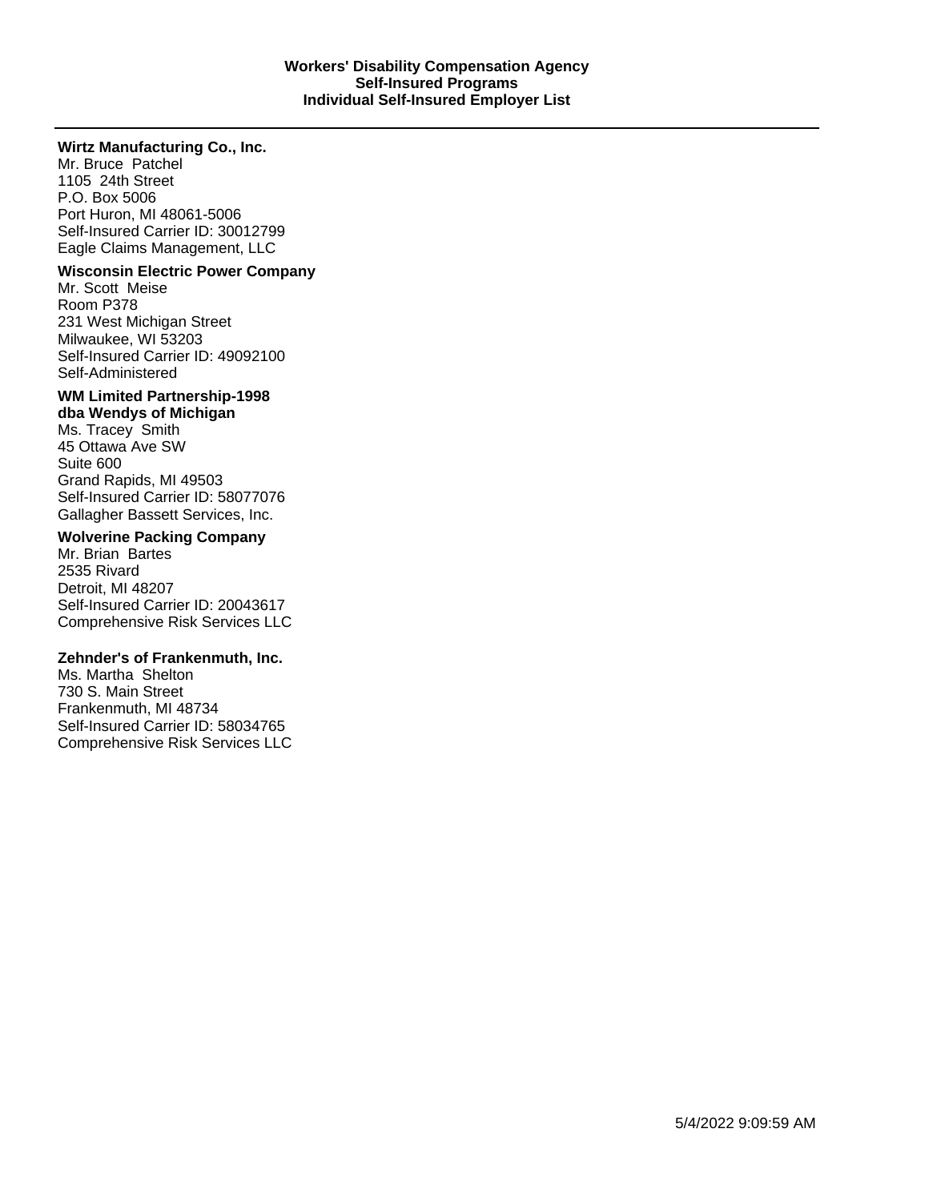**Workers' Disability Compensation Agency**
**Self-Insured Programs**
**Individual Self-Insured Employer List**

---

**Wirtz Manufacturing Co., Inc.**
Mr. Bruce Patchel
1105 24th Street
P.O. Box 5006
Port Huron, MI 48061-5006
Self-Insured Carrier ID: 30012799
Eagle Claims Management, LLC

**Wisconsin Electric Power Company**
Mr. Scott Meise
Room P378
231 West Michigan Street
Milwaukee, WI 53203
Self-Insured Carrier ID: 49092100
Self-Administered

**WM Limited Partnership-1998**
**dba Wendys of Michigan**
Ms. Tracey Smith
45 Ottawa Ave SW
Suite 600
Grand Rapids, MI 49503
Self-Insured Carrier ID: 58077076
Gallagher Bassett Services, Inc.

**Wolverine Packing Company**
Mr. Brian Bartes
2535 Rivard
Detroit, MI 48207
Self-Insured Carrier ID: 20043617
Comprehensive Risk Services LLC

**Zehnder's of Frankenmuth, Inc.**
Ms. Martha Shelton
730 S. Main Street
Frankenmuth, MI 48734
Self-Insured Carrier ID: 58034765
Comprehensive Risk Services LLC